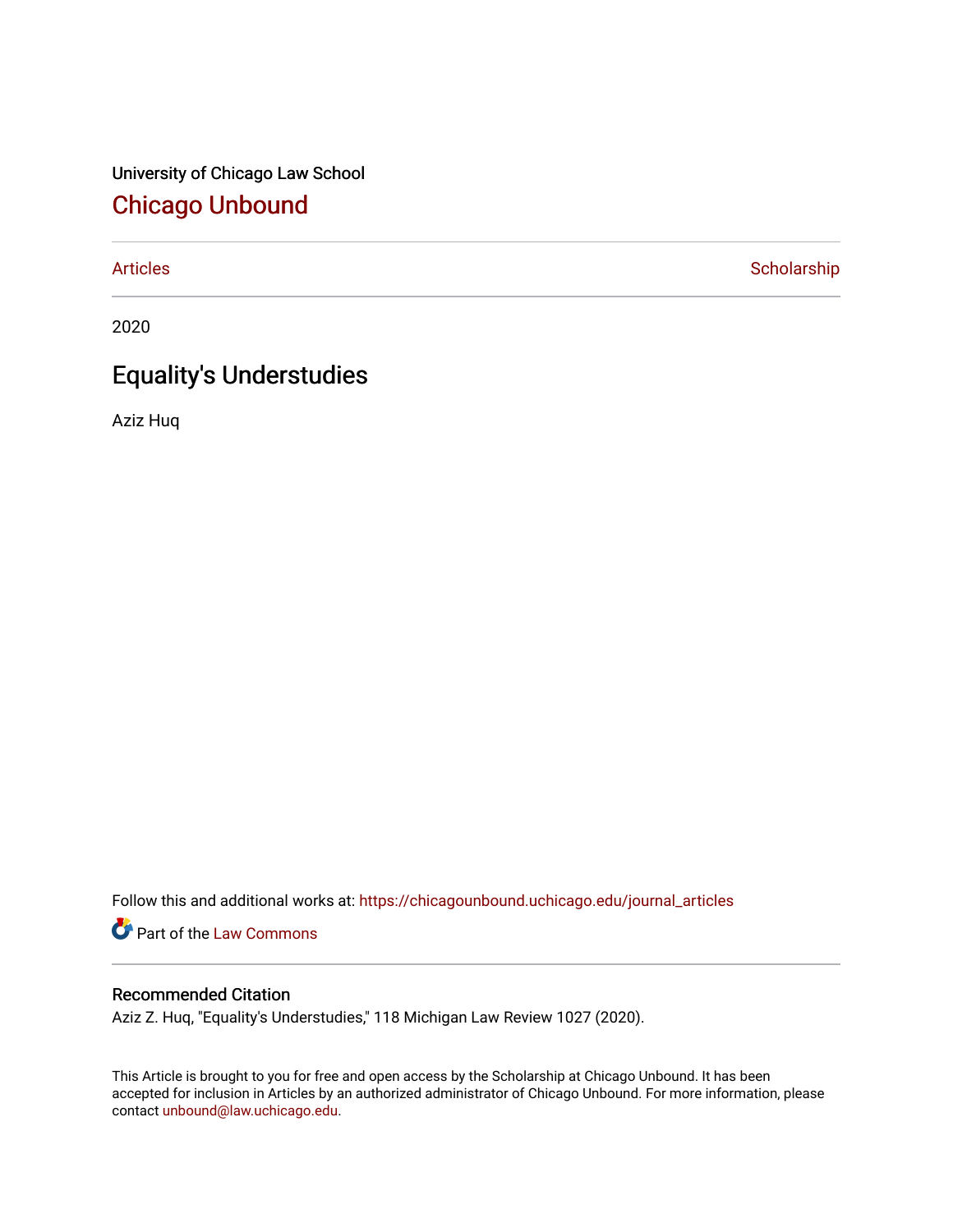University of Chicago Law School

# Chicago Unbound

Articles | Scholarship

2020

## Equality's Understudies

Aziz Huq

Follow this and additional works at: https://chicagounbound.uchicago.edu/journal_articles

Part of the Law Commons

### Recommended Citation

Aziz Z. Huq, "Equality's Understudies," 118 Michigan Law Review 1027 (2020).

This Article is brought to you for free and open access by the Scholarship at Chicago Unbound. It has been accepted for inclusion in Articles by an authorized administrator of Chicago Unbound. For more information, please contact unbound@law.uchicago.edu.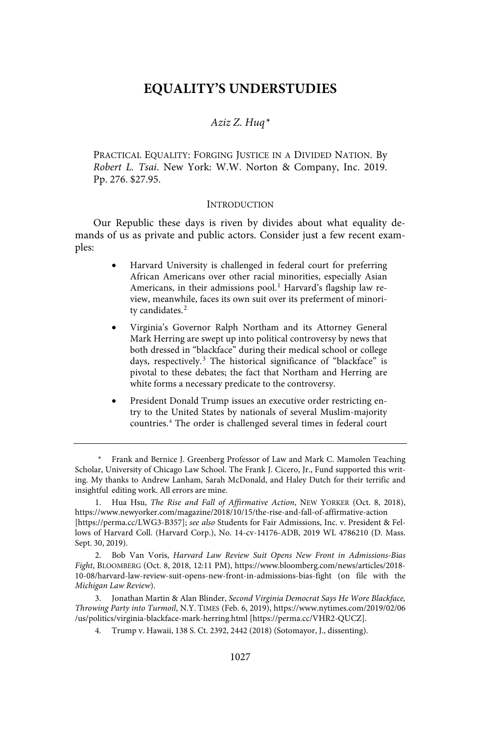# EQUALITY'S UNDERSTUDIES

*Aziz Z. Huq\**

PRACTICAL EQUALITY: FORGING JUSTICE IN A DIVIDED NATION. By *Robert L. Tsai*. New York: W.W. Norton & Company, Inc. 2019. Pp. 276. $27.95.

## INTRODUCTION

Our Republic these days is riven by divides about what equality demands of us as private and public actors. Consider just a few recent examples:

- Harvard University is challenged in federal court for preferring African Americans over other racial minorities, especially Asian Americans, in their admissions pool.[1] Harvard's flagship law review, meanwhile, faces its own suit over its preferment of minority candidates.[2]
- Virginia's Governor Ralph Northam and its Attorney General Mark Herring are swept up into political controversy by news that both dressed in "blackface" during their medical school or college days, respectively.[3] The historical significance of "blackface" is pivotal to these debates; the fact that Northam and Herring are white forms a necessary predicate to the controversy.
- President Donald Trump issues an executive order restricting entry to the United States by nationals of several Muslim-majority countries.[4] The order is challenged several times in federal court

---

\* Frank and Bernice J. Greenberg Professor of Law and Mark C. Mamolen Teaching Scholar, University of Chicago Law School. The Frank J. Cicero, Jr., Fund supported this writing. My thanks to Andrew Lanham, Sarah McDonald, and Haley Dutch for their terrific and insightful editing work. All errors are mine.

1. Hua Hsu, *The Rise and Fall of Affirmative Action*, NEW YORKER (Oct. 8, 2018), https://www.newyorker.com/magazine/2018/10/15/the-rise-and-fall-of-affirmative-action [https://perma.cc/LWG3-B357]; *see also* Students for Fair Admissions, Inc. v. President & Fellows of Harvard Coll. (Harvard Corp.), No. 14-cv-14176-ADB, 2019 WL 4786210 (D. Mass. Sept. 30, 2019).

2. Bob Van Voris, *Harvard Law Review Suit Opens New Front in Admissions-Bias Fight*, BLOOMBERG (Oct. 8, 2018, 12:11 PM), https://www.bloomberg.com/news/articles/2018-10-08/harvard-law-review-suit-opens-new-front-in-admissions-bias-fight (on file with the *Michigan Law Review*).

3. Jonathan Martin & Alan Blinder, *Second Virginia Democrat Says He Wore Blackface, Throwing Party into Turmoil*, N.Y. TIMES (Feb. 6, 2019), https://www.nytimes.com/2019/02/06/us/politics/virginia-blackface-mark-herring.html [https://perma.cc/VHR2-QUCZ].

4. Trump v. Hawaii, 138 S. Ct. 2392, 2442 (2018) (Sotomayor, J., dissenting).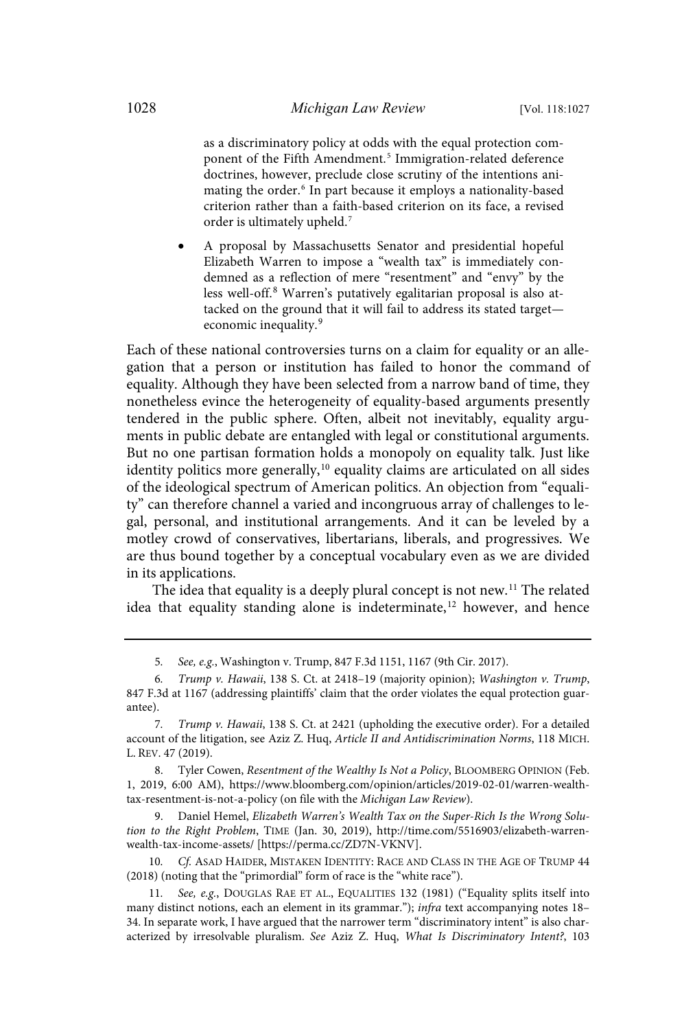as a discriminatory policy at odds with the equal protection component of the Fifth Amendment.[5] Immigration-related deference doctrines, however, preclude close scrutiny of the intentions animating the order.[6] In part because it employs a nationality-based criterion rather than a faith-based criterion on its face, a revised order is ultimately upheld.[7]

- A proposal by Massachusetts Senator and presidential hopeful Elizabeth Warren to impose a "wealth tax" is immediately condemned as a reflection of mere "resentment" and "envy" by the less well-off.[8] Warren's putatively egalitarian proposal is also attacked on the ground that it will fail to address its stated target—economic inequality.[9]

Each of these national controversies turns on a claim for equality or an allegation that a person or institution has failed to honor the command of equality. Although they have been selected from a narrow band of time, they nonetheless evince the heterogeneity of equality-based arguments presently tendered in the public sphere. Often, albeit not inevitably, equality arguments in public debate are entangled with legal or constitutional arguments. But no one partisan formation holds a monopoly on equality talk. Just like identity politics more generally,[10] equality claims are articulated on all sides of the ideological spectrum of American politics. An objection from "equality" can therefore channel a varied and incongruous array of challenges to legal, personal, and institutional arrangements. And it can be leveled by a motley crowd of conservatives, libertarians, liberals, and progressives. We are thus bound together by a conceptual vocabulary even as we are divided in its applications.

The idea that equality is a deeply plural concept is not new.[11] The related idea that equality standing alone is indeterminate,[12] however, and hence

---

5. *See, e.g.*, Washington v. Trump, 847 F.3d 1151, 1167 (9th Cir. 2017).

6. *Trump v. Hawaii*, 138 S. Ct. at 2418–19 (majority opinion); *Washington v. Trump*, 847 F.3d at 1167 (addressing plaintiffs' claim that the order violates the equal protection guarantee).

7. *Trump v. Hawaii*, 138 S. Ct. at 2421 (upholding the executive order). For a detailed account of the litigation, see Aziz Z. Huq, *Article II and Antidiscrimination Norms*, 118 MICH. L. REV. 47 (2019).

8. Tyler Cowen, *Resentment of the Wealthy Is Not a Policy*, BLOOMBERG OPINION (Feb. 1, 2019, 6:00 AM), https://www.bloomberg.com/opinion/articles/2019-02-01/warren-wealth-tax-resentment-is-not-a-policy (on file with the *Michigan Law Review*).

9. Daniel Hemel, *Elizabeth Warren's Wealth Tax on the Super-Rich Is the Wrong Solution to the Right Problem*, TIME (Jan. 30, 2019), http://time.com/5516903/elizabeth-warren-wealth-tax-income-assets/ [https://perma.cc/ZD7N-VKNV].

10. *Cf.* ASAD HAIDER, MISTAKEN IDENTITY: RACE AND CLASS IN THE AGE OF TRUMP 44 (2018) (noting that the "primordial" form of race is the "white race").

11. *See, e.g.*, DOUGLAS RAE ET AL., EQUALITIES 132 (1981) ("Equality splits itself into many distinct notions, each an element in its grammar."); *infra* text accompanying notes 18–34. In separate work, I have argued that the narrower term "discriminatory intent" is also characterized by irresolvable pluralism. *See* Aziz Z. Huq, *What Is Discriminatory Intent?*, 103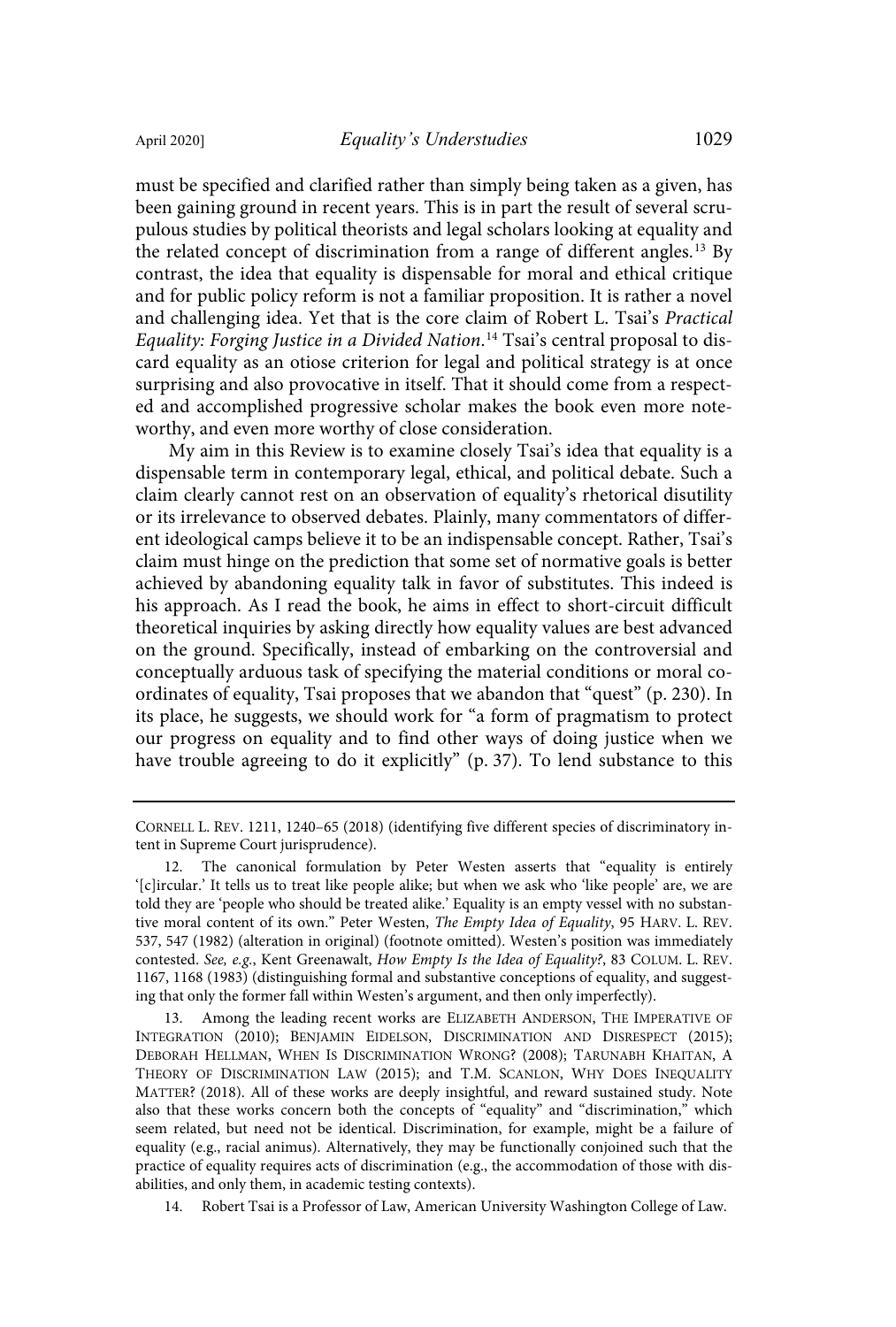must be specified and clarified rather than simply being taken as a given, has been gaining ground in recent years. This is in part the result of several scrupulous studies by political theorists and legal scholars looking at equality and the related concept of discrimination from a range of different angles.[13] By contrast, the idea that equality is dispensable for moral and ethical critique and for public policy reform is not a familiar proposition. It is rather a novel and challenging idea. Yet that is the core claim of Robert L. Tsai's *Practical Equality: Forging Justice in a Divided Nation*.[14] Tsai's central proposal to discard equality as an otiose criterion for legal and political strategy is at once surprising and also provocative in itself. That it should come from a respected and accomplished progressive scholar makes the book even more noteworthy, and even more worthy of close consideration.

My aim in this Review is to examine closely Tsai's idea that equality is a dispensable term in contemporary legal, ethical, and political debate. Such a claim clearly cannot rest on an observation of equality's rhetorical disutility or its irrelevance to observed debates. Plainly, many commentators of different ideological camps believe it to be an indispensable concept. Rather, Tsai's claim must hinge on the prediction that some set of normative goals is better achieved by abandoning equality talk in favor of substitutes. This indeed is his approach. As I read the book, he aims in effect to short-circuit difficult theoretical inquiries by asking directly how equality values are best advanced on the ground. Specifically, instead of embarking on the controversial and conceptually arduous task of specifying the material conditions or moral coordinates of equality, Tsai proposes that we abandon that "quest" (p. 230). In its place, he suggests, we should work for "a form of pragmatism to protect our progress on equality and to find other ways of doing justice when we have trouble agreeing to do it explicitly" (p. 37). To lend substance to this

---

CORNELL L. REV. 1211, 1240–65 (2018) (identifying five different species of discriminatory intent in Supreme Court jurisprudence).

12. The canonical formulation by Peter Westen asserts that "equality is entirely '[c]ircular.' It tells us to treat like people alike; but when we ask who 'like people' are, we are told they are 'people who should be treated alike.' Equality is an empty vessel with no substantive moral content of its own." Peter Westen, *The Empty Idea of Equality*, 95 HARV. L. REV. 537, 547 (1982) (alteration in original) (footnote omitted). Westen's position was immediately contested. *See, e.g.*, Kent Greenawalt, *How Empty Is the Idea of Equality?*, 83 COLUM. L. REV. 1167, 1168 (1983) (distinguishing formal and substantive conceptions of equality, and suggesting that only the former fall within Westen's argument, and then only imperfectly).

13. Among the leading recent works are ELIZABETH ANDERSON, THE IMPERATIVE OF INTEGRATION (2010); BENJAMIN EIDELSON, DISCRIMINATION AND DISRESPECT (2015); DEBORAH HELLMAN, WHEN IS DISCRIMINATION WRONG? (2008); TARUNABH KHAITAN, A THEORY OF DISCRIMINATION LAW (2015); and T.M. SCANLON, WHY DOES INEQUALITY MATTER? (2018). All of these works are deeply insightful, and reward sustained study. Note also that these works concern both the concepts of "equality" and "discrimination," which seem related, but need not be identical. Discrimination, for example, might be a failure of equality (e.g., racial animus). Alternatively, they may be functionally conjoined such that the practice of equality requires acts of discrimination (e.g., the accommodation of those with disabilities, and only them, in academic testing contexts).

14. Robert Tsai is a Professor of Law, American University Washington College of Law.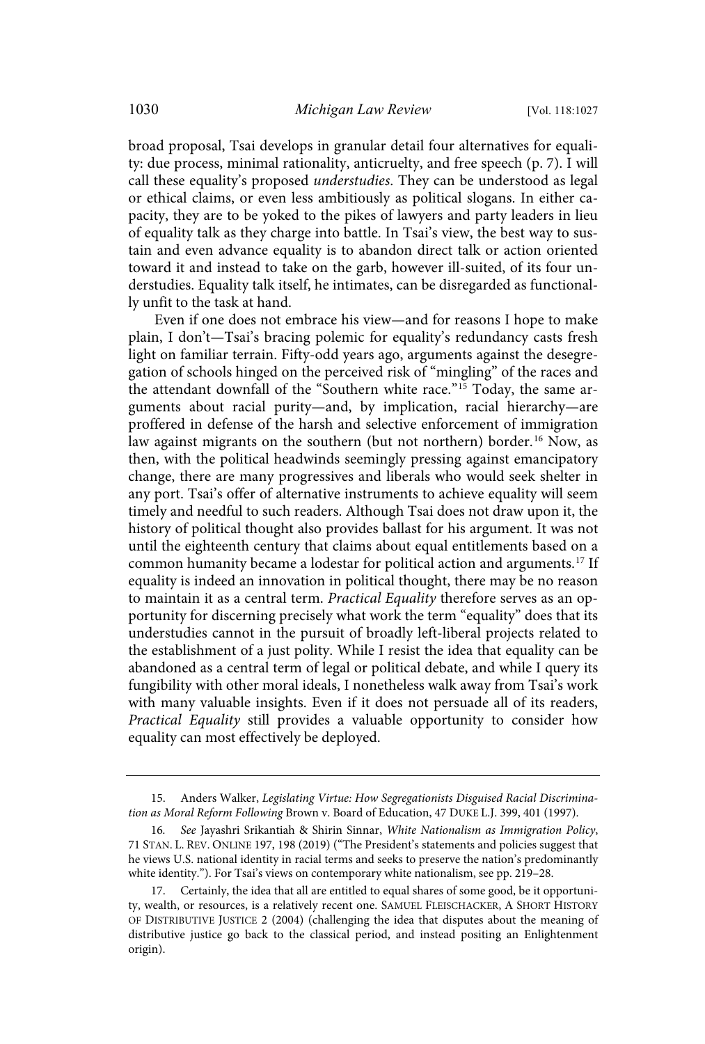broad proposal, Tsai develops in granular detail four alternatives for equality: due process, minimal rationality, anticruelty, and free speech (p. 7). I will call these equality's proposed *understudies*. They can be understood as legal or ethical claims, or even less ambitiously as political slogans. In either capacity, they are to be yoked to the pikes of lawyers and party leaders in lieu of equality talk as they charge into battle. In Tsai's view, the best way to sustain and even advance equality is to abandon direct talk or action oriented toward it and instead to take on the garb, however ill-suited, of its four understudies. Equality talk itself, he intimates, can be disregarded as functionally unfit to the task at hand.

Even if one does not embrace his view—and for reasons I hope to make plain, I don't—Tsai's bracing polemic for equality's redundancy casts fresh light on familiar terrain. Fifty-odd years ago, arguments against the desegregation of schools hinged on the perceived risk of "mingling" of the races and the attendant downfall of the "Southern white race."[15] Today, the same arguments about racial purity—and, by implication, racial hierarchy—are proffered in defense of the harsh and selective enforcement of immigration law against migrants on the southern (but not northern) border.[16] Now, as then, with the political headwinds seemingly pressing against emancipatory change, there are many progressives and liberals who would seek shelter in any port. Tsai's offer of alternative instruments to achieve equality will seem timely and needful to such readers. Although Tsai does not draw upon it, the history of political thought also provides ballast for his argument. It was not until the eighteenth century that claims about equal entitlements based on a common humanity became a lodestar for political action and arguments.[17] If equality is indeed an innovation in political thought, there may be no reason to maintain it as a central term. *Practical Equality* therefore serves as an opportunity for discerning precisely what work the term "equality" does that its understudies cannot in the pursuit of broadly left-liberal projects related to the establishment of a just polity. While I resist the idea that equality can be abandoned as a central term of legal or political debate, and while I query its fungibility with other moral ideals, I nonetheless walk away from Tsai's work with many valuable insights. Even if it does not persuade all of its readers, *Practical Equality* still provides a valuable opportunity to consider how equality can most effectively be deployed.

---

15. Anders Walker, *Legislating Virtue: How Segregationists Disguised Racial Discrimination as Moral Reform Following* Brown v. Board of Education, 47 DUKE L.J. 399, 401 (1997).

16. *See* Jayashri Srikantiah & Shirin Sinnar, *White Nationalism as Immigration Policy*, 71 STAN. L. REV. ONLINE 197, 198 (2019) ("The President's statements and policies suggest that he views U.S. national identity in racial terms and seeks to preserve the nation's predominantly white identity."). For Tsai's views on contemporary white nationalism, see pp. 219–28.

17. Certainly, the idea that all are entitled to equal shares of some good, be it opportunity, wealth, or resources, is a relatively recent one. SAMUEL FLEISCHACKER, A SHORT HISTORY OF DISTRIBUTIVE JUSTICE 2 (2004) (challenging the idea that disputes about the meaning of distributive justice go back to the classical period, and instead positing an Enlightenment origin).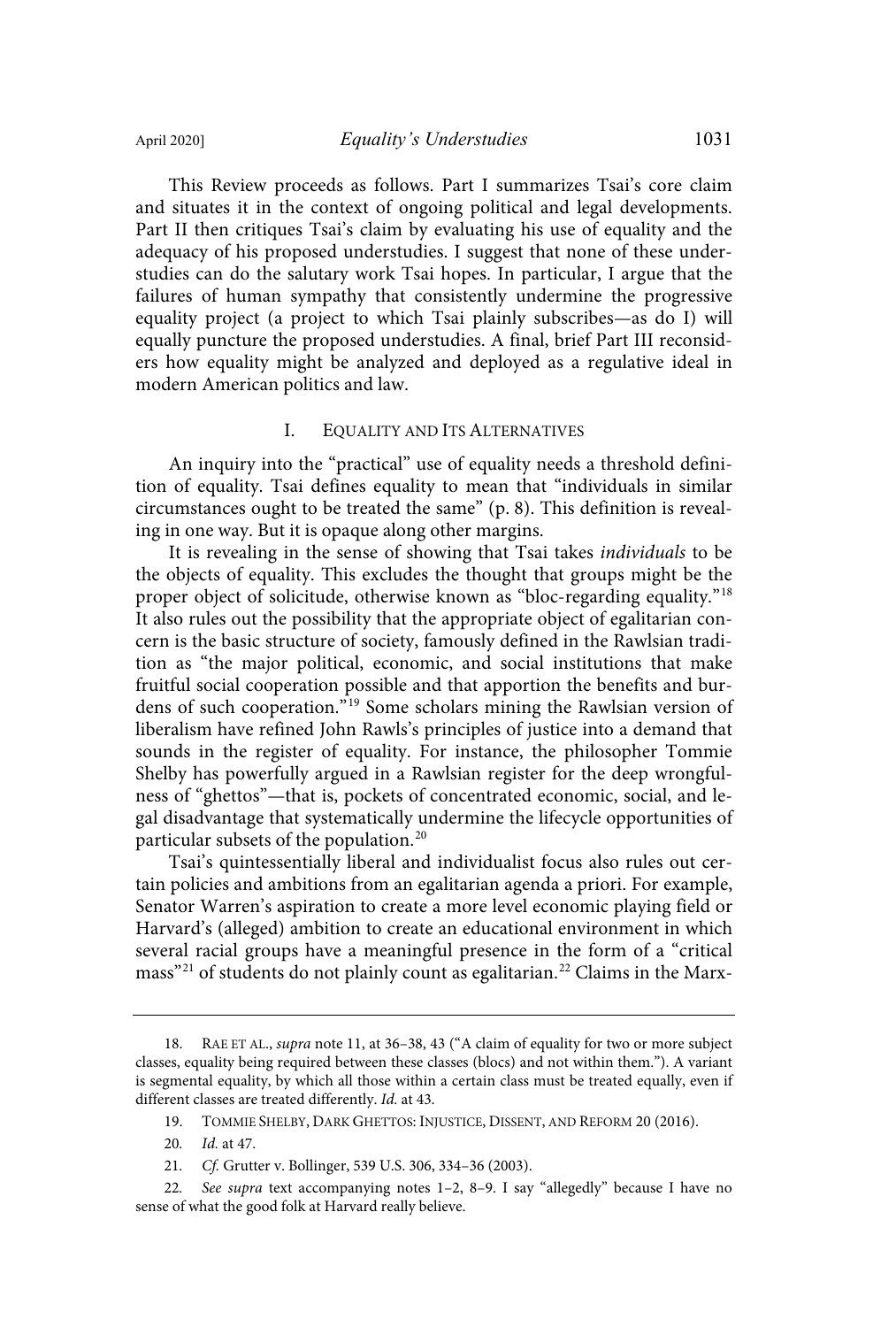This Review proceeds as follows. Part I summarizes Tsai's core claim and situates it in the context of ongoing political and legal developments. Part II then critiques Tsai's claim by evaluating his use of equality and the adequacy of his proposed understudies. I suggest that none of these understudies can do the salutary work Tsai hopes. In particular, I argue that the failures of human sympathy that consistently undermine the progressive equality project (a project to which Tsai plainly subscribes—as do I) will equally puncture the proposed understudies. A final, brief Part III reconsiders how equality might be analyzed and deployed as a regulative ideal in modern American politics and law.

## I. Equality and Its Alternatives

An inquiry into the "practical" use of equality needs a threshold definition of equality. Tsai defines equality to mean that "individuals in similar circumstances ought to be treated the same" (p. 8). This definition is revealing in one way. But it is opaque along other margins.

It is revealing in the sense of showing that Tsai takes *individuals* to be the objects of equality. This excludes the thought that groups might be the proper object of solicitude, otherwise known as "bloc-regarding equality."[18] It also rules out the possibility that the appropriate object of egalitarian concern is the basic structure of society, famously defined in the Rawlsian tradition as "the major political, economic, and social institutions that make fruitful social cooperation possible and that apportion the benefits and burdens of such cooperation."[19] Some scholars mining the Rawlsian version of liberalism have refined John Rawls's principles of justice into a demand that sounds in the register of equality. For instance, the philosopher Tommie Shelby has powerfully argued in a Rawlsian register for the deep wrongfulness of "ghettos"—that is, pockets of concentrated economic, social, and legal disadvantage that systematically undermine the lifecycle opportunities of particular subsets of the population.[20]

Tsai's quintessentially liberal and individualist focus also rules out certain policies and ambitions from an egalitarian agenda a priori. For example, Senator Warren's aspiration to create a more level economic playing field or Harvard's (alleged) ambition to create an educational environment in which several racial groups have a meaningful presence in the form of a "critical mass"[21] of students do not plainly count as egalitarian.[22] Claims in the Marx-

---

18. Rae et al., *supra* note 11, at 36–38, 43 ("A claim of equality for two or more subject classes, equality being required between these classes (blocs) and not within them."). A variant is segmental equality, by which all those within a certain class must be treated equally, even if different classes are treated differently. *Id.* at 43.

19. Tommie Shelby, Dark Ghettos: Injustice, Dissent, and Reform 20 (2016).

20. *Id.* at 47.

21. *Cf.* Grutter v. Bollinger, 539 U.S. 306, 334–36 (2003).

22. *See supra* text accompanying notes 1–2, 8–9. I say "allegedly" because I have no sense of what the good folk at Harvard really believe.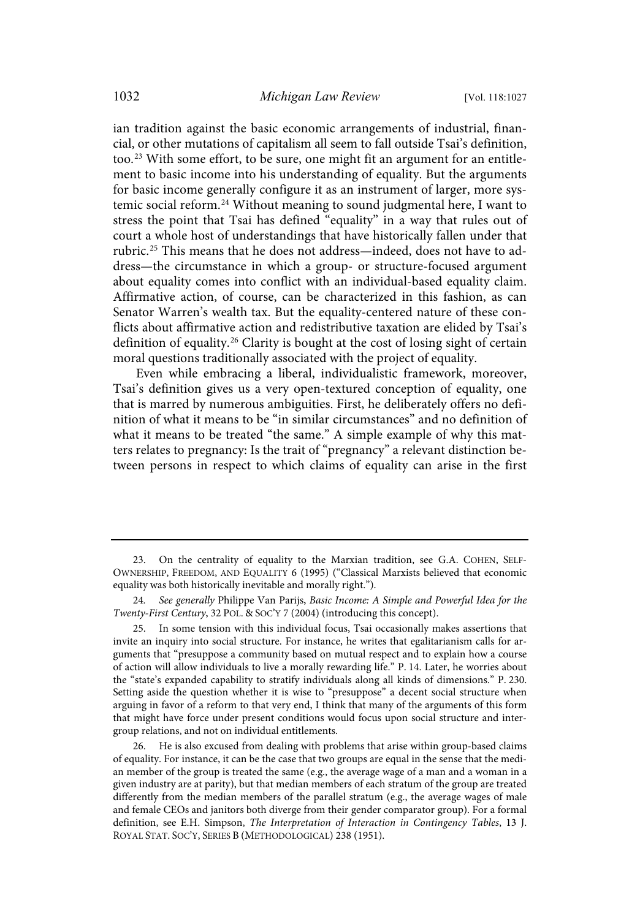ian tradition against the basic economic arrangements of industrial, financial, or other mutations of capitalism all seem to fall outside Tsai's definition, too.[23] With some effort, to be sure, one might fit an argument for an entitlement to basic income into his understanding of equality. But the arguments for basic income generally configure it as an instrument of larger, more systemic social reform.[24] Without meaning to sound judgmental here, I want to stress the point that Tsai has defined "equality" in a way that rules out of court a whole host of understandings that have historically fallen under that rubric.[25] This means that he does not address—indeed, does not have to address—the circumstance in which a group- or structure-focused argument about equality comes into conflict with an individual-based equality claim. Affirmative action, of course, can be characterized in this fashion, as can Senator Warren's wealth tax. But the equality-centered nature of these conflicts about affirmative action and redistributive taxation are elided by Tsai's definition of equality.[26] Clarity is bought at the cost of losing sight of certain moral questions traditionally associated with the project of equality.

Even while embracing a liberal, individualistic framework, moreover, Tsai's definition gives us a very open-textured conception of equality, one that is marred by numerous ambiguities. First, he deliberately offers no definition of what it means to be "in similar circumstances" and no definition of what it means to be treated "the same." A simple example of why this matters relates to pregnancy: Is the trait of "pregnancy" a relevant distinction between persons in respect to which claims of equality can arise in the first

---

23. On the centrality of equality to the Marxian tradition, see G.A. COHEN, SELF-OWNERSHIP, FREEDOM, AND EQUALITY 6 (1995) ("Classical Marxists believed that economic equality was both historically inevitable and morally right.").

24. *See generally* Philippe Van Parijs, *Basic Income: A Simple and Powerful Idea for the Twenty-First Century*, 32 POL. & SOC'Y 7 (2004) (introducing this concept).

25. In some tension with this individual focus, Tsai occasionally makes assertions that invite an inquiry into social structure. For instance, he writes that egalitarianism calls for arguments that "presuppose a community based on mutual respect and to explain how a course of action will allow individuals to live a morally rewarding life." P. 14. Later, he worries about the "state's expanded capability to stratify individuals along all kinds of dimensions." P. 230. Setting aside the question whether it is wise to "presuppose" a decent social structure when arguing in favor of a reform to that very end, I think that many of the arguments of this form that might have force under present conditions would focus upon social structure and intergroup relations, and not on individual entitlements.

26. He is also excused from dealing with problems that arise within group-based claims of equality. For instance, it can be the case that two groups are equal in the sense that the median member of the group is treated the same (e.g., the average wage of a man and a woman in a given industry are at parity), but that median members of each stratum of the group are treated differently from the median members of the parallel stratum (e.g., the average wages of male and female CEOs and janitors both diverge from their gender comparator group). For a formal definition, see E.H. Simpson, *The Interpretation of Interaction in Contingency Tables*, 13 J. ROYAL STAT. SOC'Y, SERIES B (METHODOLOGICAL) 238 (1951).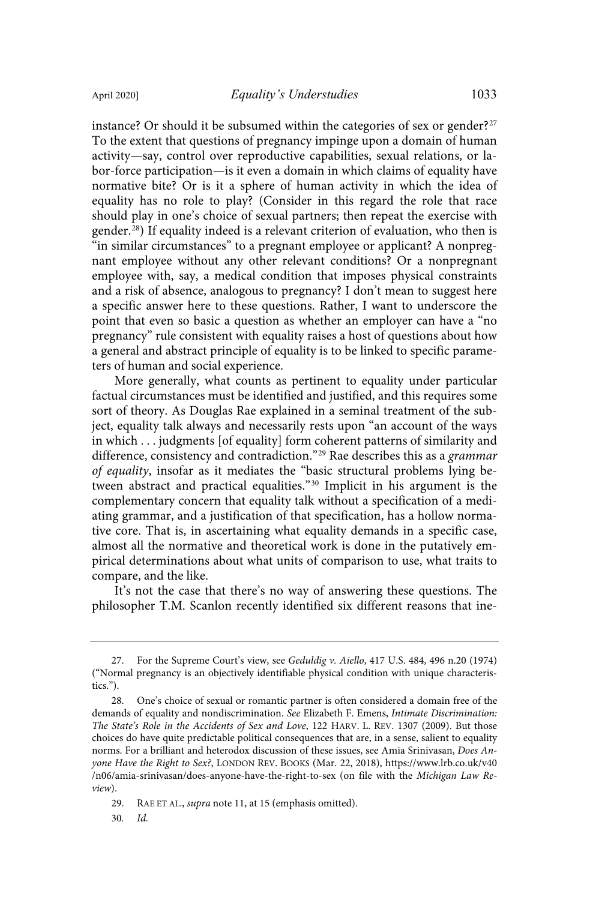instance? Or should it be subsumed within the categories of sex or gender?[27] To the extent that questions of pregnancy impinge upon a domain of human activity—say, control over reproductive capabilities, sexual relations, or labor-force participation—is it even a domain in which claims of equality have normative bite? Or is it a sphere of human activity in which the idea of equality has no role to play? (Consider in this regard the role that race should play in one's choice of sexual partners; then repeat the exercise with gender.[28]) If equality indeed is a relevant criterion of evaluation, who then is "in similar circumstances" to a pregnant employee or applicant? A nonpregnant employee without any other relevant conditions? Or a nonpregnant employee with, say, a medical condition that imposes physical constraints and a risk of absence, analogous to pregnancy? I don't mean to suggest here a specific answer here to these questions. Rather, I want to underscore the point that even so basic a question as whether an employer can have a "no pregnancy" rule consistent with equality raises a host of questions about how a general and abstract principle of equality is to be linked to specific parameters of human and social experience.

More generally, what counts as pertinent to equality under particular factual circumstances must be identified and justified, and this requires some sort of theory. As Douglas Rae explained in a seminal treatment of the subject, equality talk always and necessarily rests upon "an account of the ways in which . . . judgments [of equality] form coherent patterns of similarity and difference, consistency and contradiction."[29] Rae describes this as a *grammar of equality*, insofar as it mediates the "basic structural problems lying between abstract and practical equalities."[30] Implicit in his argument is the complementary concern that equality talk without a specification of a mediating grammar, and a justification of that specification, has a hollow normative core. That is, in ascertaining what equality demands in a specific case, almost all the normative and theoretical work is done in the putatively empirical determinations about what units of comparison to use, what traits to compare, and the like.

It's not the case that there's no way of answering these questions. The philosopher T.M. Scanlon recently identified six different reasons that ine-

---

27. For the Supreme Court's view, see *Geduldig v. Aiello*, 417 U.S. 484, 496 n.20 (1974) ("Normal pregnancy is an objectively identifiable physical condition with unique characteristics.").

28. One's choice of sexual or romantic partner is often considered a domain free of the demands of equality and nondiscrimination. *See* Elizabeth F. Emens, *Intimate Discrimination: The State's Role in the Accidents of Sex and Love*, 122 HARV. L. REV. 1307 (2009). But those choices do have quite predictable political consequences that are, in a sense, salient to equality norms. For a brilliant and heterodox discussion of these issues, see Amia Srinivasan, *Does Anyone Have the Right to Sex?*, LONDON REV. BOOKS (Mar. 22, 2018), https://www.lrb.co.uk/v40/n06/amia-srinivasan/does-anyone-have-the-right-to-sex (on file with the *Michigan Law Review*).

29. RAE ET AL., *supra* note 11, at 15 (emphasis omitted).

30. *Id.*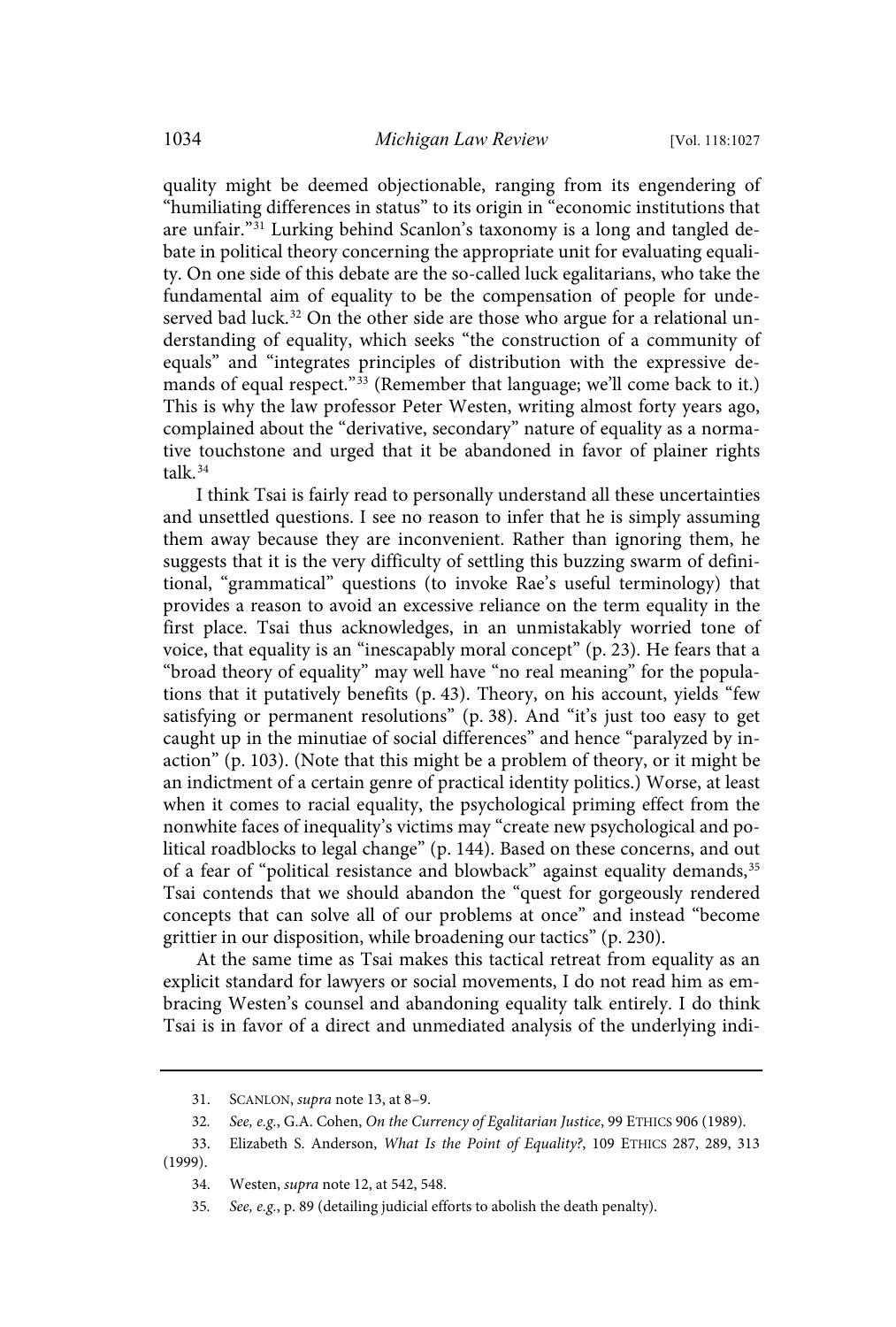quality might be deemed objectionable, ranging from its engendering of "humiliating differences in status" to its origin in "economic institutions that are unfair."[31] Lurking behind Scanlon's taxonomy is a long and tangled debate in political theory concerning the appropriate unit for evaluating equality. On one side of this debate are the so-called luck egalitarians, who take the fundamental aim of equality to be the compensation of people for undeserved bad luck.[32] On the other side are those who argue for a relational understanding of equality, which seeks "the construction of a community of equals" and "integrates principles of distribution with the expressive demands of equal respect."[33] (Remember that language; we'll come back to it.) This is why the law professor Peter Westen, writing almost forty years ago, complained about the "derivative, secondary" nature of equality as a normative touchstone and urged that it be abandoned in favor of plainer rights talk.[34]

I think Tsai is fairly read to personally understand all these uncertainties and unsettled questions. I see no reason to infer that he is simply assuming them away because they are inconvenient. Rather than ignoring them, he suggests that it is the very difficulty of settling this buzzing swarm of definitional, "grammatical" questions (to invoke Rae's useful terminology) that provides a reason to avoid an excessive reliance on the term equality in the first place. Tsai thus acknowledges, in an unmistakably worried tone of voice, that equality is an "inescapably moral concept" (p. 23). He fears that a "broad theory of equality" may well have "no real meaning" for the populations that it putatively benefits (p. 43). Theory, on his account, yields "few satisfying or permanent resolutions" (p. 38). And "it's just too easy to get caught up in the minutiae of social differences" and hence "paralyzed by inaction" (p. 103). (Note that this might be a problem of theory, or it might be an indictment of a certain genre of practical identity politics.) Worse, at least when it comes to racial equality, the psychological priming effect from the nonwhite faces of inequality's victims may "create new psychological and political roadblocks to legal change" (p. 144). Based on these concerns, and out of a fear of "political resistance and blowback" against equality demands,[35] Tsai contends that we should abandon the "quest for gorgeously rendered concepts that can solve all of our problems at once" and instead "become grittier in our disposition, while broadening our tactics" (p. 230).

At the same time as Tsai makes this tactical retreat from equality as an explicit standard for lawyers or social movements, I do not read him as embracing Westen's counsel and abandoning equality talk entirely. I do think Tsai is in favor of a direct and unmediated analysis of the underlying indi-

---

31. SCANLON, *supra* note 13, at 8–9.

32. *See, e.g.*, G.A. Cohen, *On the Currency of Egalitarian Justice*, 99 ETHICS 906 (1989).

33. Elizabeth S. Anderson, *What Is the Point of Equality?*, 109 ETHICS 287, 289, 313 (1999).

34. Westen, *supra* note 12, at 542, 548.

35. *See, e.g.*, p. 89 (detailing judicial efforts to abolish the death penalty).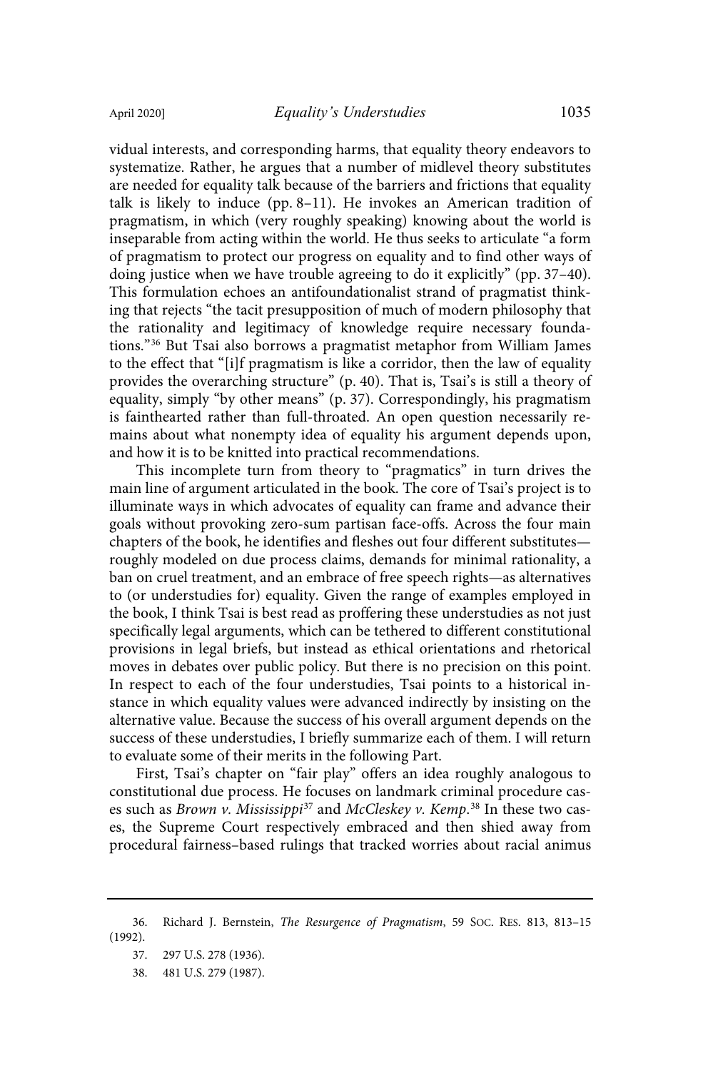vidual interests, and corresponding harms, that equality theory endeavors to systematize. Rather, he argues that a number of midlevel theory substitutes are needed for equality talk because of the barriers and frictions that equality talk is likely to induce (pp. 8–11). He invokes an American tradition of pragmatism, in which (very roughly speaking) knowing about the world is inseparable from acting within the world. He thus seeks to articulate "a form of pragmatism to protect our progress on equality and to find other ways of doing justice when we have trouble agreeing to do it explicitly" (pp. 37–40). This formulation echoes an antifoundationalist strand of pragmatist thinking that rejects "the tacit presupposition of much of modern philosophy that the rationality and legitimacy of knowledge require necessary foundations."[36] But Tsai also borrows a pragmatist metaphor from William James to the effect that "[i]f pragmatism is like a corridor, then the law of equality provides the overarching structure" (p. 40). That is, Tsai's is still a theory of equality, simply "by other means" (p. 37). Correspondingly, his pragmatism is fainthearted rather than full-throated. An open question necessarily remains about what nonempty idea of equality his argument depends upon, and how it is to be knitted into practical recommendations.

This incomplete turn from theory to "pragmatics" in turn drives the main line of argument articulated in the book. The core of Tsai's project is to illuminate ways in which advocates of equality can frame and advance their goals without provoking zero-sum partisan face-offs. Across the four main chapters of the book, he identifies and fleshes out four different substitutes—roughly modeled on due process claims, demands for minimal rationality, a ban on cruel treatment, and an embrace of free speech rights—as alternatives to (or understudies for) equality. Given the range of examples employed in the book, I think Tsai is best read as proffering these understudies as not just specifically legal arguments, which can be tethered to different constitutional provisions in legal briefs, but instead as ethical orientations and rhetorical moves in debates over public policy. But there is no precision on this point. In respect to each of the four understudies, Tsai points to a historical instance in which equality values were advanced indirectly by insisting on the alternative value. Because the success of his overall argument depends on the success of these understudies, I briefly summarize each of them. I will return to evaluate some of their merits in the following Part.

First, Tsai's chapter on "fair play" offers an idea roughly analogous to constitutional due process. He focuses on landmark criminal procedure cases such as *Brown v. Mississippi*[37] and *McCleskey v. Kemp*.[38] In these two cases, the Supreme Court respectively embraced and then shied away from procedural fairness–based rulings that tracked worries about racial animus

---

36. Richard J. Bernstein, *The Resurgence of Pragmatism*, 59 SOC. RES. 813, 813–15 (1992).

37. 297 U.S. 278 (1936).

38. 481 U.S. 279 (1987).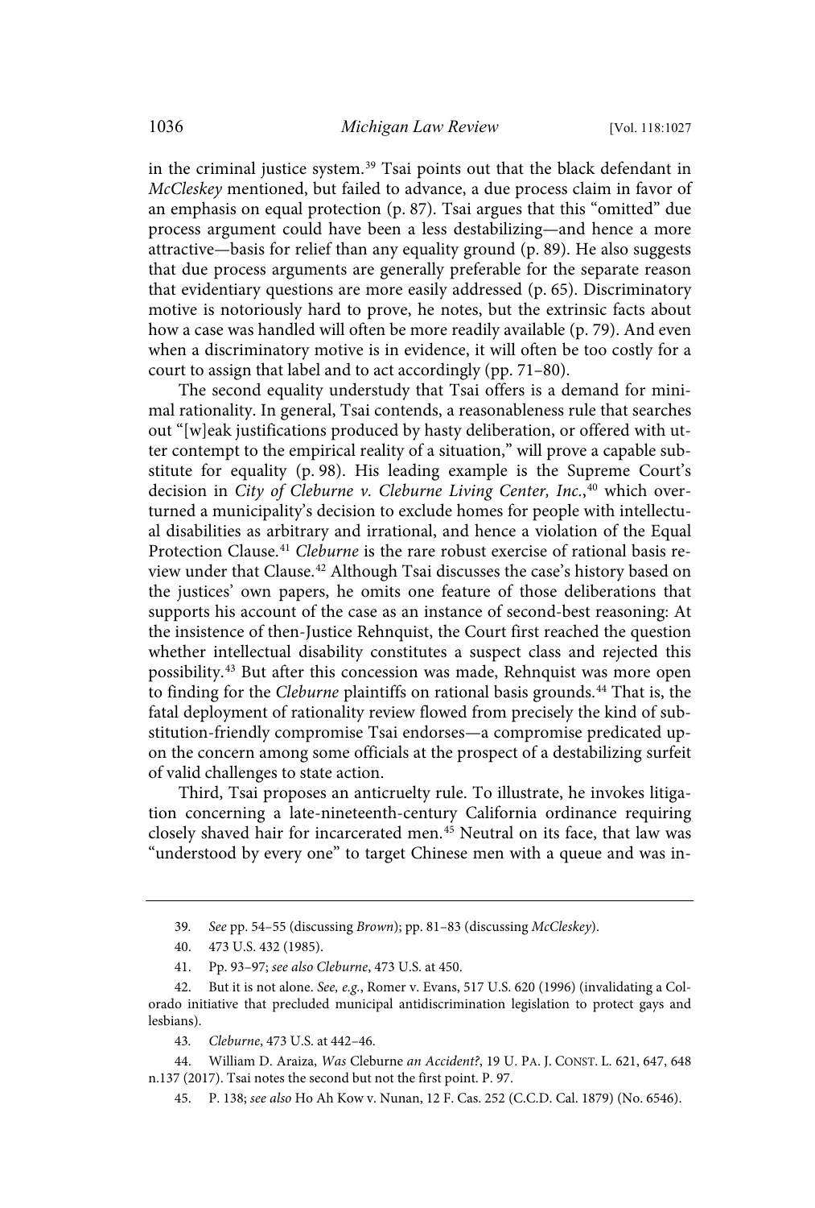in the criminal justice system.[39] Tsai points out that the black defendant in *McCleskey* mentioned, but failed to advance, a due process claim in favor of an emphasis on equal protection (p. 87). Tsai argues that this "omitted" due process argument could have been a less destabilizing—and hence a more attractive—basis for relief than any equality ground (p. 89). He also suggests that due process arguments are generally preferable for the separate reason that evidentiary questions are more easily addressed (p. 65). Discriminatory motive is notoriously hard to prove, he notes, but the extrinsic facts about how a case was handled will often be more readily available (p. 79). And even when a discriminatory motive is in evidence, it will often be too costly for a court to assign that label and to act accordingly (pp. 71–80).

The second equality understudy that Tsai offers is a demand for minimal rationality. In general, Tsai contends, a reasonableness rule that searches out "[w]eak justifications produced by hasty deliberation, or offered with utter contempt to the empirical reality of a situation," will prove a capable substitute for equality (p. 98). His leading example is the Supreme Court's decision in *City of Cleburne v. Cleburne Living Center, Inc.*,[40] which overturned a municipality's decision to exclude homes for people with intellectual disabilities as arbitrary and irrational, and hence a violation of the Equal Protection Clause.[41] *Cleburne* is the rare robust exercise of rational basis review under that Clause.[42] Although Tsai discusses the case's history based on the justices' own papers, he omits one feature of those deliberations that supports his account of the case as an instance of second-best reasoning: At the insistence of then-Justice Rehnquist, the Court first reached the question whether intellectual disability constitutes a suspect class and rejected this possibility.[43] But after this concession was made, Rehnquist was more open to finding for the *Cleburne* plaintiffs on rational basis grounds.[44] That is, the fatal deployment of rationality review flowed from precisely the kind of substitution-friendly compromise Tsai endorses—a compromise predicated upon the concern among some officials at the prospect of a destabilizing surfeit of valid challenges to state action.

Third, Tsai proposes an anticruelty rule. To illustrate, he invokes litigation concerning a late-nineteenth-century California ordinance requiring closely shaved hair for incarcerated men.[45] Neutral on its face, that law was "understood by every one" to target Chinese men with a queue and was in-

---

39. *See* pp. 54–55 (discussing *Brown*); pp. 81–83 (discussing *McCleskey*).

40. 473 U.S. 432 (1985).

41. Pp. 93–97; *see also Cleburne*, 473 U.S. at 450.

42. But it is not alone. *See, e.g.*, Romer v. Evans, 517 U.S. 620 (1996) (invalidating a Colorado initiative that precluded municipal antidiscrimination legislation to protect gays and lesbians).

43. *Cleburne*, 473 U.S. at 442–46.

44. William D. Araiza, *Was* Cleburne *an Accident?*, 19 U. PA. J. CONST. L. 621, 647, 648 n.137 (2017). Tsai notes the second but not the first point. P. 97.

45. P. 138; *see also* Ho Ah Kow v. Nunan, 12 F. Cas. 252 (C.C.D. Cal. 1879) (No. 6546).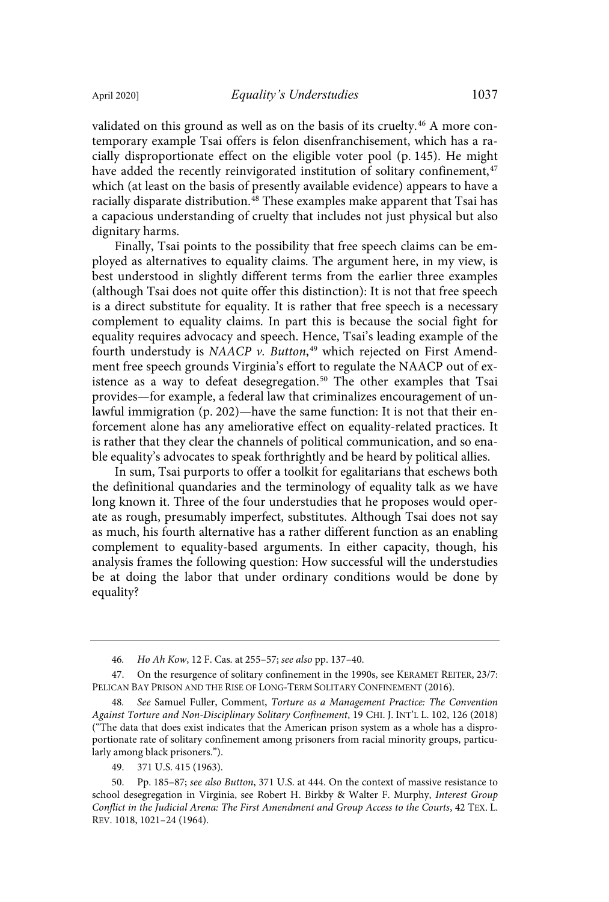validated on this ground as well as on the basis of its cruelty.[46] A more contemporary example Tsai offers is felon disenfranchisement, which has a racially disproportionate effect on the eligible voter pool (p. 145). He might have added the recently reinvigorated institution of solitary confinement,[47] which (at least on the basis of presently available evidence) appears to have a racially disparate distribution.[48] These examples make apparent that Tsai has a capacious understanding of cruelty that includes not just physical but also dignitary harms.

Finally, Tsai points to the possibility that free speech claims can be employed as alternatives to equality claims. The argument here, in my view, is best understood in slightly different terms from the earlier three examples (although Tsai does not quite offer this distinction): It is not that free speech is a direct substitute for equality. It is rather that free speech is a necessary complement to equality claims. In part this is because the social fight for equality requires advocacy and speech. Hence, Tsai's leading example of the fourth understudy is *NAACP v. Button*,[49] which rejected on First Amendment free speech grounds Virginia's effort to regulate the NAACP out of existence as a way to defeat desegregation.[50] The other examples that Tsai provides—for example, a federal law that criminalizes encouragement of unlawful immigration (p. 202)—have the same function: It is not that their enforcement alone has any ameliorative effect on equality-related practices. It is rather that they clear the channels of political communication, and so enable equality's advocates to speak forthrightly and be heard by political allies.

In sum, Tsai purports to offer a toolkit for egalitarians that eschews both the definitional quandaries and the terminology of equality talk as we have long known it. Three of the four understudies that he proposes would operate as rough, presumably imperfect, substitutes. Although Tsai does not say as much, his fourth alternative has a rather different function as an enabling complement to equality-based arguments. In either capacity, though, his analysis frames the following question: How successful will the understudies be at doing the labor that under ordinary conditions would be done by equality?

---

46. *Ho Ah Kow*, 12 F. Cas. at 255–57; *see also* pp. 137–40.

47. On the resurgence of solitary confinement in the 1990s, see KERAMET REITER, 23/7: PELICAN BAY PRISON AND THE RISE OF LONG-TERM SOLITARY CONFINEMENT (2016).

48. *See* Samuel Fuller, Comment, *Torture as a Management Practice: The Convention Against Torture and Non-Disciplinary Solitary Confinement*, 19 CHI. J. INT'L L. 102, 126 (2018) ("The data that does exist indicates that the American prison system as a whole has a disproportionate rate of solitary confinement among prisoners from racial minority groups, particularly among black prisoners.").

49. 371 U.S. 415 (1963).

50. Pp. 185–87; *see also Button*, 371 U.S. at 444. On the context of massive resistance to school desegregation in Virginia, see Robert H. Birkby & Walter F. Murphy, *Interest Group Conflict in the Judicial Arena: The First Amendment and Group Access to the Courts*, 42 TEX. L. REV. 1018, 1021–24 (1964).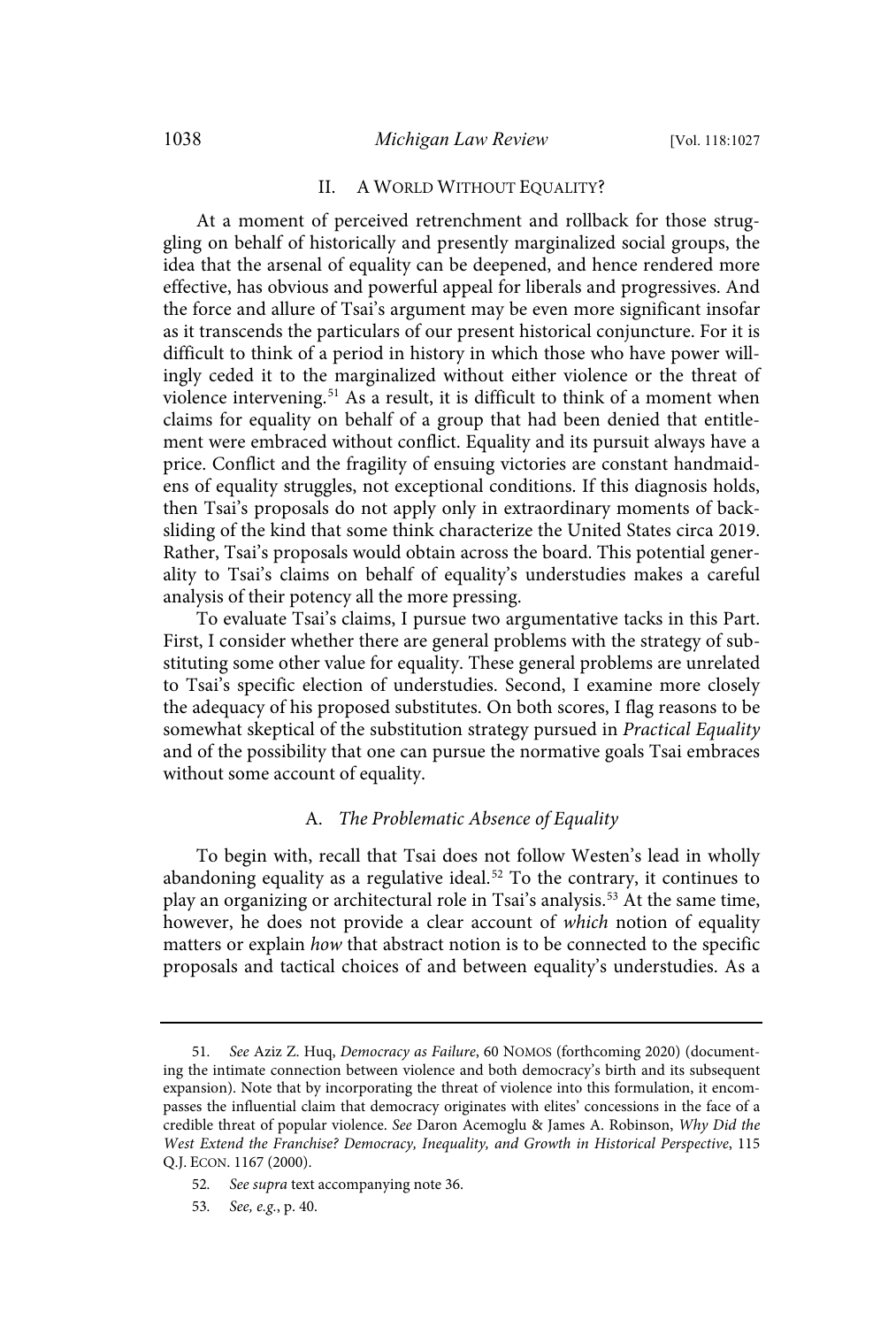## II. A World Without Equality?

At a moment of perceived retrenchment and rollback for those struggling on behalf of historically and presently marginalized social groups, the idea that the arsenal of equality can be deepened, and hence rendered more effective, has obvious and powerful appeal for liberals and progressives. And the force and allure of Tsai's argument may be even more significant insofar as it transcends the particulars of our present historical conjuncture. For it is difficult to think of a period in history in which those who have power willingly ceded it to the marginalized without either violence or the threat of violence intervening.[51] As a result, it is difficult to think of a moment when claims for equality on behalf of a group that had been denied that entitlement were embraced without conflict. Equality and its pursuit always have a price. Conflict and the fragility of ensuing victories are constant handmaidens of equality struggles, not exceptional conditions. If this diagnosis holds, then Tsai's proposals do not apply only in extraordinary moments of backsliding of the kind that some think characterize the United States circa 2019. Rather, Tsai's proposals would obtain across the board. This potential generality to Tsai's claims on behalf of equality's understudies makes a careful analysis of their potency all the more pressing.

To evaluate Tsai's claims, I pursue two argumentative tacks in this Part. First, I consider whether there are general problems with the strategy of substituting some other value for equality. These general problems are unrelated to Tsai's specific election of understudies. Second, I examine more closely the adequacy of his proposed substitutes. On both scores, I flag reasons to be somewhat skeptical of the substitution strategy pursued in *Practical Equality* and of the possibility that one can pursue the normative goals Tsai embraces without some account of equality.

### A. *The Problematic Absence of Equality*

To begin with, recall that Tsai does not follow Westen's lead in wholly abandoning equality as a regulative ideal.[52] To the contrary, it continues to play an organizing or architectural role in Tsai's analysis.[53] At the same time, however, he does not provide a clear account of *which* notion of equality matters or explain *how* that abstract notion is to be connected to the specific proposals and tactical choices of and between equality's understudies. As a

---

51. *See* Aziz Z. Huq, *Democracy as Failure*, 60 NOMOS (forthcoming 2020) (documenting the intimate connection between violence and both democracy's birth and its subsequent expansion). Note that by incorporating the threat of violence into this formulation, it encompasses the influential claim that democracy originates with elites' concessions in the face of a credible threat of popular violence. *See* Daron Acemoglu & James A. Robinson, *Why Did the West Extend the Franchise? Democracy, Inequality, and Growth in Historical Perspective*, 115 Q.J. ECON. 1167 (2000).

52. *See supra* text accompanying note 36.

53. *See, e.g.*, p. 40.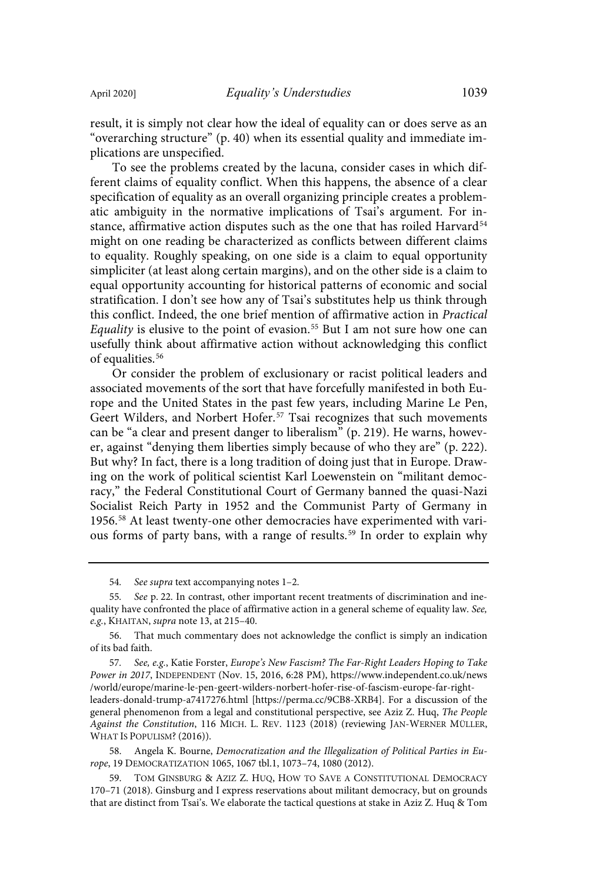result, it is simply not clear how the ideal of equality can or does serve as an "overarching structure" (p. 40) when its essential quality and immediate implications are unspecified.

To see the problems created by the lacuna, consider cases in which different claims of equality conflict. When this happens, the absence of a clear specification of equality as an overall organizing principle creates a problematic ambiguity in the normative implications of Tsai's argument. For instance, affirmative action disputes such as the one that has roiled Harvard[54] might on one reading be characterized as conflicts between different claims to equality. Roughly speaking, on one side is a claim to equal opportunity simpliciter (at least along certain margins), and on the other side is a claim to equal opportunity accounting for historical patterns of economic and social stratification. I don't see how any of Tsai's substitutes help us think through this conflict. Indeed, the one brief mention of affirmative action in *Practical Equality* is elusive to the point of evasion.[55] But I am not sure how one can usefully think about affirmative action without acknowledging this conflict of equalities.[56]

Or consider the problem of exclusionary or racist political leaders and associated movements of the sort that have forcefully manifested in both Europe and the United States in the past few years, including Marine Le Pen, Geert Wilders, and Norbert Hofer.[57] Tsai recognizes that such movements can be "a clear and present danger to liberalism" (p. 219). He warns, however, against "denying them liberties simply because of who they are" (p. 222). But why? In fact, there is a long tradition of doing just that in Europe. Drawing on the work of political scientist Karl Loewenstein on "militant democracy," the Federal Constitutional Court of Germany banned the quasi-Nazi Socialist Reich Party in 1952 and the Communist Party of Germany in 1956.[58] At least twenty-one other democracies have experimented with various forms of party bans, with a range of results.[59] In order to explain why

---

54. *See supra* text accompanying notes 1–2.

55. *See* p. 22. In contrast, other important recent treatments of discrimination and inequality have confronted the place of affirmative action in a general scheme of equality law. *See, e.g.*, KHAITAN, *supra* note 13, at 215–40.

56. That much commentary does not acknowledge the conflict is simply an indication of its bad faith.

57. *See, e.g.*, Katie Forster, *Europe's New Fascism? The Far-Right Leaders Hoping to Take Power in 2017*, INDEPENDENT (Nov. 15, 2016, 6:28 PM), https://www.independent.co.uk/news/world/europe/marine-le-pen-geert-wilders-norbert-hofer-rise-of-fascism-europe-far-right-leaders-donald-trump-a7417276.html [https://perma.cc/9CB8-XRB4]. For a discussion of the general phenomenon from a legal and constitutional perspective, see Aziz Z. Huq, *The People Against the Constitution*, 116 MICH. L. REV. 1123 (2018) (reviewing JAN-WERNER MÜLLER, WHAT IS POPULISM? (2016)).

58. Angela K. Bourne, *Democratization and the Illegalization of Political Parties in Europe*, 19 DEMOCRATIZATION 1065, 1067 tbl.1, 1073–74, 1080 (2012).

59. TOM GINSBURG & AZIZ Z. HUQ, HOW TO SAVE A CONSTITUTIONAL DEMOCRACY 170–71 (2018). Ginsburg and I express reservations about militant democracy, but on grounds that are distinct from Tsai's. We elaborate the tactical questions at stake in Aziz Z. Huq & Tom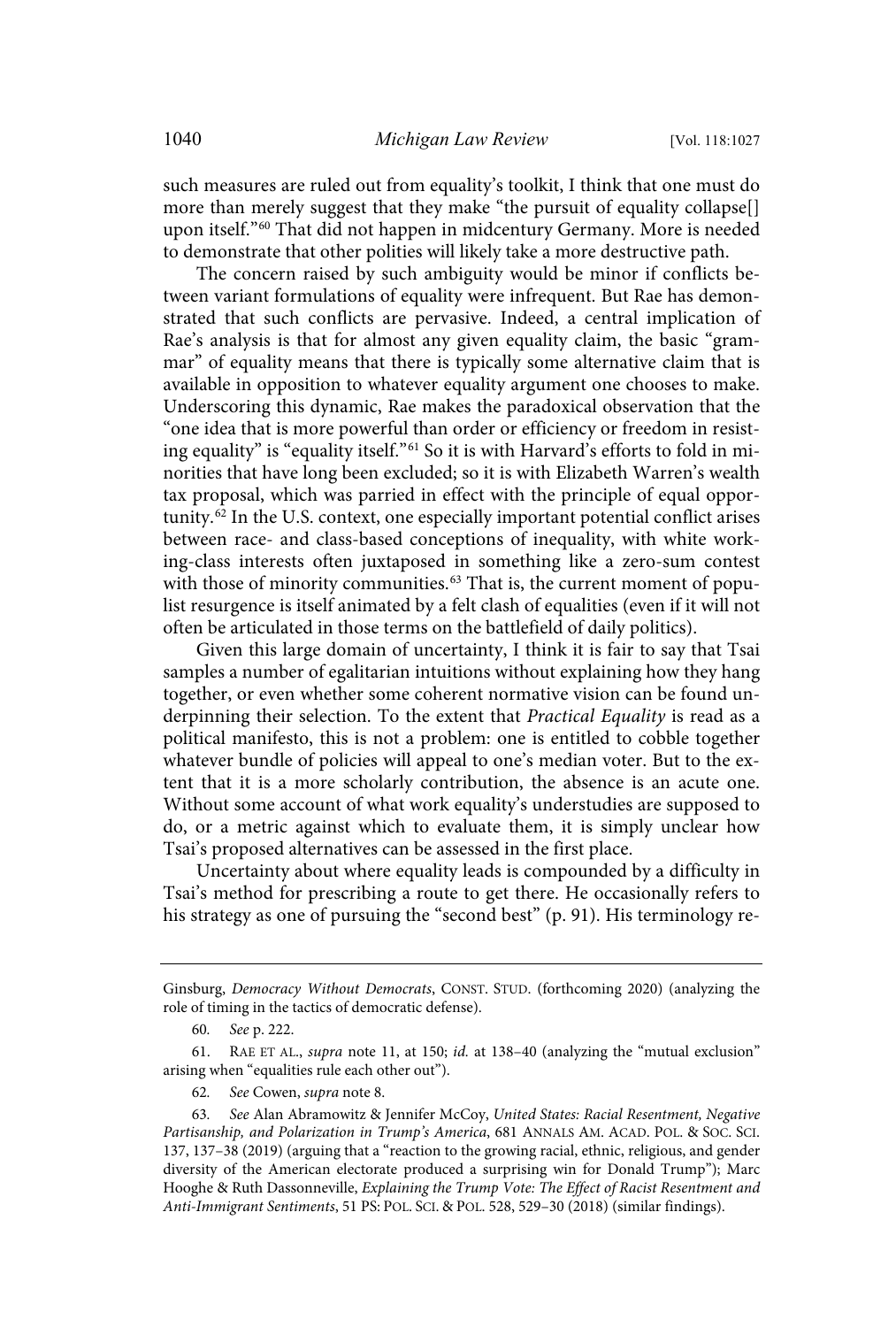such measures are ruled out from equality's toolkit, I think that one must do more than merely suggest that they make "the pursuit of equality collapse[] upon itself."[60] That did not happen in midcentury Germany. More is needed to demonstrate that other polities will likely take a more destructive path.

The concern raised by such ambiguity would be minor if conflicts between variant formulations of equality were infrequent. But Rae has demonstrated that such conflicts are pervasive. Indeed, a central implication of Rae's analysis is that for almost any given equality claim, the basic "grammar" of equality means that there is typically some alternative claim that is available in opposition to whatever equality argument one chooses to make. Underscoring this dynamic, Rae makes the paradoxical observation that the "one idea that is more powerful than order or efficiency or freedom in resisting equality" is "equality itself."[61] So it is with Harvard's efforts to fold in minorities that have long been excluded; so it is with Elizabeth Warren's wealth tax proposal, which was parried in effect with the principle of equal opportunity.[62] In the U.S. context, one especially important potential conflict arises between race- and class-based conceptions of inequality, with white working-class interests often juxtaposed in something like a zero-sum contest with those of minority communities.[63] That is, the current moment of populist resurgence is itself animated by a felt clash of equalities (even if it will not often be articulated in those terms on the battlefield of daily politics).

Given this large domain of uncertainty, I think it is fair to say that Tsai samples a number of egalitarian intuitions without explaining how they hang together, or even whether some coherent normative vision can be found underpinning their selection. To the extent that *Practical Equality* is read as a political manifesto, this is not a problem: one is entitled to cobble together whatever bundle of policies will appeal to one's median voter. But to the extent that it is a more scholarly contribution, the absence is an acute one. Without some account of what work equality's understudies are supposed to do, or a metric against which to evaluate them, it is simply unclear how Tsai's proposed alternatives can be assessed in the first place.

Uncertainty about where equality leads is compounded by a difficulty in Tsai's method for prescribing a route to get there. He occasionally refers to his strategy as one of pursuing the "second best" (p. 91). His terminology re-

---

Ginsburg, *Democracy Without Democrats*, CONST. STUD. (forthcoming 2020) (analyzing the role of timing in the tactics of democratic defense).

60. *See* p. 222.

61. RAE ET AL., *supra* note 11, at 150; *id.* at 138–40 (analyzing the "mutual exclusion" arising when "equalities rule each other out").

62. *See* Cowen, *supra* note 8.

63. *See* Alan Abramowitz & Jennifer McCoy, *United States: Racial Resentment, Negative Partisanship, and Polarization in Trump's America*, 681 ANNALS AM. ACAD. POL. & SOC. SCI. 137, 137–38 (2019) (arguing that a "reaction to the growing racial, ethnic, religious, and gender diversity of the American electorate produced a surprising win for Donald Trump"); Marc Hooghe & Ruth Dassonneville, *Explaining the Trump Vote: The Effect of Racist Resentment and Anti-Immigrant Sentiments*, 51 PS: POL. SCI. & POL. 528, 529–30 (2018) (similar findings).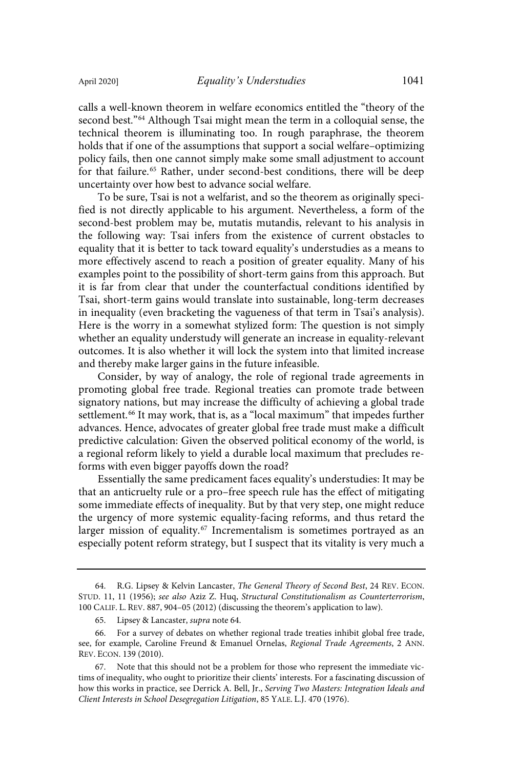calls a well-known theorem in welfare economics entitled the "theory of the second best."[64] Although Tsai might mean the term in a colloquial sense, the technical theorem is illuminating too. In rough paraphrase, the theorem holds that if one of the assumptions that support a social welfare–optimizing policy fails, then one cannot simply make some small adjustment to account for that failure.[65] Rather, under second-best conditions, there will be deep uncertainty over how best to advance social welfare.

To be sure, Tsai is not a welfarist, and so the theorem as originally specified is not directly applicable to his argument. Nevertheless, a form of the second-best problem may be, mutatis mutandis, relevant to his analysis in the following way: Tsai infers from the existence of current obstacles to equality that it is better to tack toward equality's understudies as a means to more effectively ascend to reach a position of greater equality. Many of his examples point to the possibility of short-term gains from this approach. But it is far from clear that under the counterfactual conditions identified by Tsai, short-term gains would translate into sustainable, long-term decreases in inequality (even bracketing the vagueness of that term in Tsai's analysis). Here is the worry in a somewhat stylized form: The question is not simply whether an equality understudy will generate an increase in equality-relevant outcomes. It is also whether it will lock the system into that limited increase and thereby make larger gains in the future infeasible.

Consider, by way of analogy, the role of regional trade agreements in promoting global free trade. Regional treaties can promote trade between signatory nations, but may increase the difficulty of achieving a global trade settlement.[66] It may work, that is, as a "local maximum" that impedes further advances. Hence, advocates of greater global free trade must make a difficult predictive calculation: Given the observed political economy of the world, is a regional reform likely to yield a durable local maximum that precludes reforms with even bigger payoffs down the road?

Essentially the same predicament faces equality's understudies: It may be that an anticruelty rule or a pro–free speech rule has the effect of mitigating some immediate effects of inequality. But by that very step, one might reduce the urgency of more systemic equality-facing reforms, and thus retard the larger mission of equality.[67] Incrementalism is sometimes portrayed as an especially potent reform strategy, but I suspect that its vitality is very much a

---

64. R.G. Lipsey & Kelvin Lancaster, *The General Theory of Second Best*, 24 REV. ECON. STUD. 11, 11 (1956); *see also* Aziz Z. Huq, *Structural Constitutionalism as Counterterrorism*, 100 CALIF. L. REV. 887, 904–05 (2012) (discussing the theorem's application to law).

65. Lipsey & Lancaster, *supra* note 64.

66. For a survey of debates on whether regional trade treaties inhibit global free trade, see, for example, Caroline Freund & Emanuel Ornelas, *Regional Trade Agreements*, 2 ANN. REV. ECON. 139 (2010).

67. Note that this should not be a problem for those who represent the immediate victims of inequality, who ought to prioritize their clients' interests. For a fascinating discussion of how this works in practice, see Derrick A. Bell, Jr., *Serving Two Masters: Integration Ideals and Client Interests in School Desegregation Litigation*, 85 YALE. L.J. 470 (1976).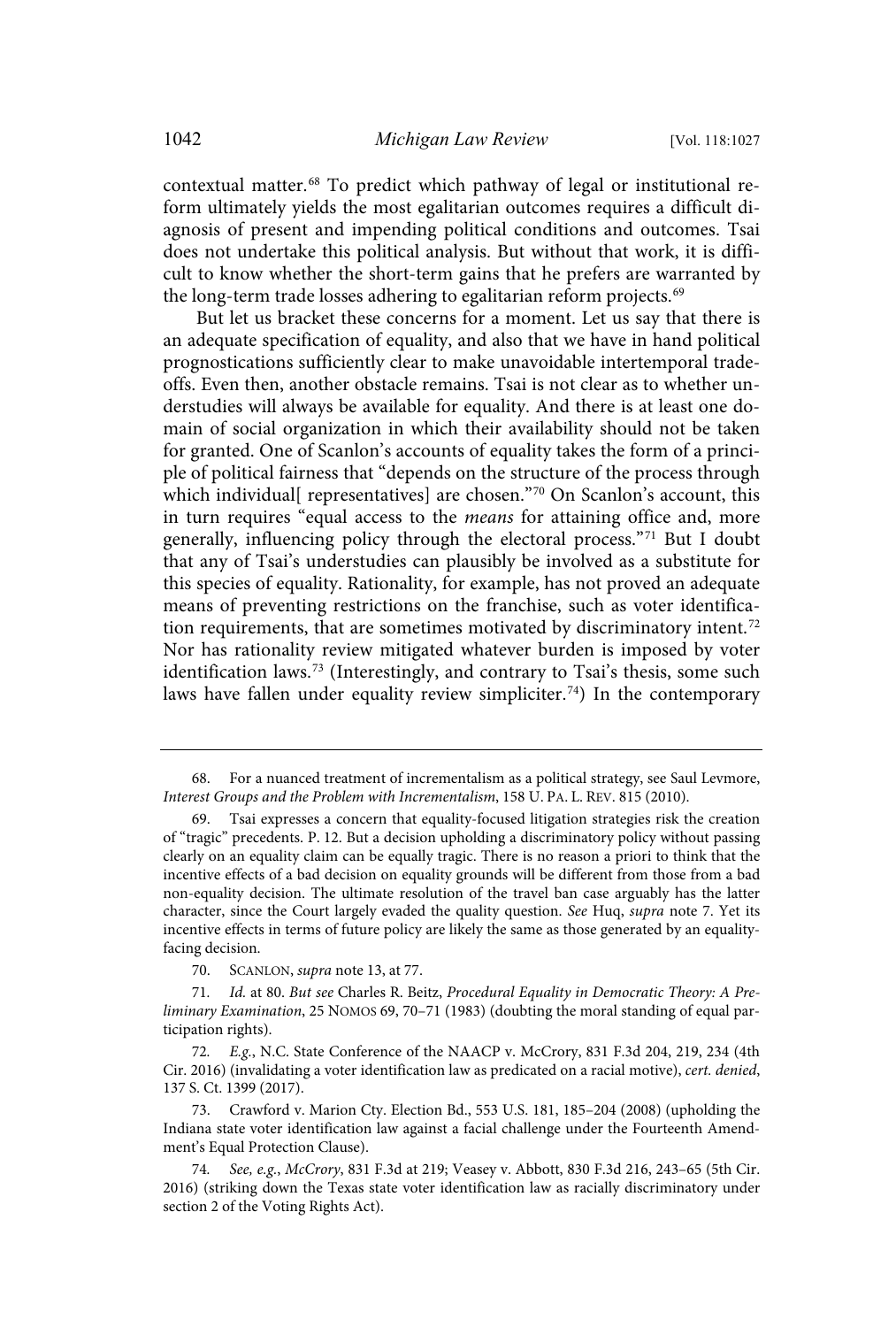contextual matter.[68] To predict which pathway of legal or institutional reform ultimately yields the most egalitarian outcomes requires a difficult diagnosis of present and impending political conditions and outcomes. Tsai does not undertake this political analysis. But without that work, it is difficult to know whether the short-term gains that he prefers are warranted by the long-term trade losses adhering to egalitarian reform projects.[69]

But let us bracket these concerns for a moment. Let us say that there is an adequate specification of equality, and also that we have in hand political prognostications sufficiently clear to make unavoidable intertemporal tradeoffs. Even then, another obstacle remains. Tsai is not clear as to whether understudies will always be available for equality. And there is at least one domain of social organization in which their availability should not be taken for granted. One of Scanlon's accounts of equality takes the form of a principle of political fairness that "depends on the structure of the process through which individual[ representatives] are chosen."[70] On Scanlon's account, this in turn requires "equal access to the *means* for attaining office and, more generally, influencing policy through the electoral process."[71] But I doubt that any of Tsai's understudies can plausibly be involved as a substitute for this species of equality. Rationality, for example, has not proved an adequate means of preventing restrictions on the franchise, such as voter identification requirements, that are sometimes motivated by discriminatory intent.[72] Nor has rationality review mitigated whatever burden is imposed by voter identification laws.[73] (Interestingly, and contrary to Tsai's thesis, some such laws have fallen under equality review simpliciter.[74]) In the contemporary

---

68. For a nuanced treatment of incrementalism as a political strategy, see Saul Levmore, *Interest Groups and the Problem with Incrementalism*, 158 U. PA. L. REV. 815 (2010).

69. Tsai expresses a concern that equality-focused litigation strategies risk the creation of "tragic" precedents. P. 12. But a decision upholding a discriminatory policy without passing clearly on an equality claim can be equally tragic. There is no reason a priori to think that the incentive effects of a bad decision on equality grounds will be different from those from a bad non-equality decision. The ultimate resolution of the travel ban case arguably has the latter character, since the Court largely evaded the quality question. *See* Huq, *supra* note 7. Yet its incentive effects in terms of future policy are likely the same as those generated by an equality-facing decision.

70. SCANLON, *supra* note 13, at 77.

71. *Id.* at 80. *But see* Charles R. Beitz, *Procedural Equality in Democratic Theory: A Preliminary Examination*, 25 NOMOS 69, 70–71 (1983) (doubting the moral standing of equal participation rights).

72. *E.g.*, N.C. State Conference of the NAACP v. McCrory, 831 F.3d 204, 219, 234 (4th Cir. 2016) (invalidating a voter identification law as predicated on a racial motive), *cert. denied*, 137 S. Ct. 1399 (2017).

73. Crawford v. Marion Cty. Election Bd., 553 U.S. 181, 185–204 (2008) (upholding the Indiana state voter identification law against a facial challenge under the Fourteenth Amendment's Equal Protection Clause).

74. *See, e.g.*, *McCrory*, 831 F.3d at 219; Veasey v. Abbott, 830 F.3d 216, 243–65 (5th Cir. 2016) (striking down the Texas state voter identification law as racially discriminatory under section 2 of the Voting Rights Act).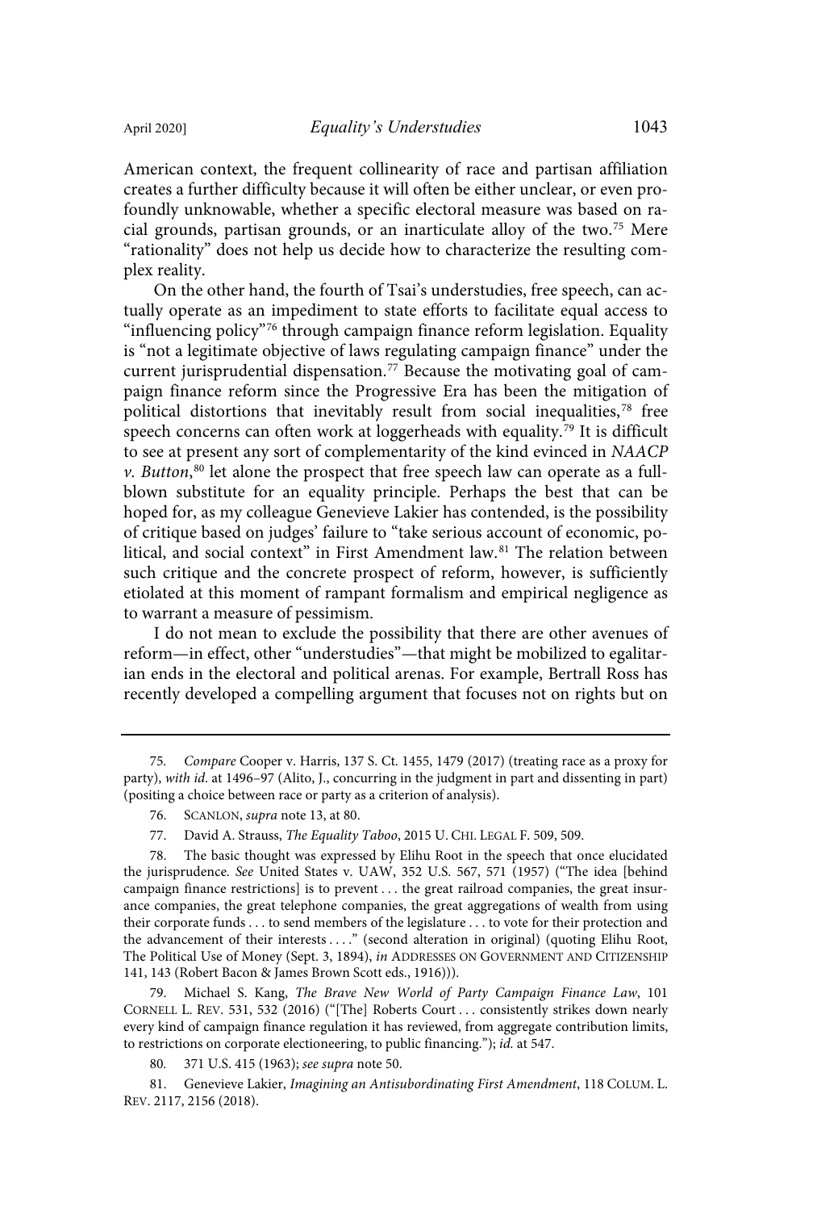American context, the frequent collinearity of race and partisan affiliation creates a further difficulty because it will often be either unclear, or even profoundly unknowable, whether a specific electoral measure was based on racial grounds, partisan grounds, or an inarticulate alloy of the two.[75] Mere "rationality" does not help us decide how to characterize the resulting complex reality.

On the other hand, the fourth of Tsai's understudies, free speech, can actually operate as an impediment to state efforts to facilitate equal access to "influencing policy"[76] through campaign finance reform legislation. Equality is "not a legitimate objective of laws regulating campaign finance" under the current jurisprudential dispensation.[77] Because the motivating goal of campaign finance reform since the Progressive Era has been the mitigation of political distortions that inevitably result from social inequalities,[78] free speech concerns can often work at loggerheads with equality.[79] It is difficult to see at present any sort of complementarity of the kind evinced in *NAACP v. Button*,[80] let alone the prospect that free speech law can operate as a full-blown substitute for an equality principle. Perhaps the best that can be hoped for, as my colleague Genevieve Lakier has contended, is the possibility of critique based on judges' failure to "take serious account of economic, political, and social context" in First Amendment law.[81] The relation between such critique and the concrete prospect of reform, however, is sufficiently etiolated at this moment of rampant formalism and empirical negligence as to warrant a measure of pessimism.

I do not mean to exclude the possibility that there are other avenues of reform—in effect, other "understudies"—that might be mobilized to egalitarian ends in the electoral and political arenas. For example, Bertrall Ross has recently developed a compelling argument that focuses not on rights but on

---

75. *Compare* Cooper v. Harris, 137 S. Ct. 1455, 1479 (2017) (treating race as a proxy for party), *with id.* at 1496–97 (Alito, J., concurring in the judgment in part and dissenting in part) (positing a choice between race or party as a criterion of analysis).

76. SCANLON, *supra* note 13, at 80.

77. David A. Strauss, *The Equality Taboo*, 2015 U. CHI. LEGAL F. 509, 509.

78. The basic thought was expressed by Elihu Root in the speech that once elucidated the jurisprudence. *See* United States v. UAW, 352 U.S. 567, 571 (1957) ("The idea [behind campaign finance restrictions] is to prevent . . . the great railroad companies, the great insurance companies, the great telephone companies, the great aggregations of wealth from using their corporate funds . . . to send members of the legislature . . . to vote for their protection and the advancement of their interests . . . ." (second alteration in original) (quoting Elihu Root, The Political Use of Money (Sept. 3, 1894), *in* ADDRESSES ON GOVERNMENT AND CITIZENSHIP 141, 143 (Robert Bacon & James Brown Scott eds., 1916))).

79. Michael S. Kang, *The Brave New World of Party Campaign Finance Law*, 101 CORNELL L. REV. 531, 532 (2016) ("[The] Roberts Court . . . consistently strikes down nearly every kind of campaign finance regulation it has reviewed, from aggregate contribution limits, to restrictions on corporate electioneering, to public financing."); *id.* at 547.

80. 371 U.S. 415 (1963); *see supra* note 50.

81. Genevieve Lakier, *Imagining an Antisubordinating First Amendment*, 118 COLUM. L. REV. 2117, 2156 (2018).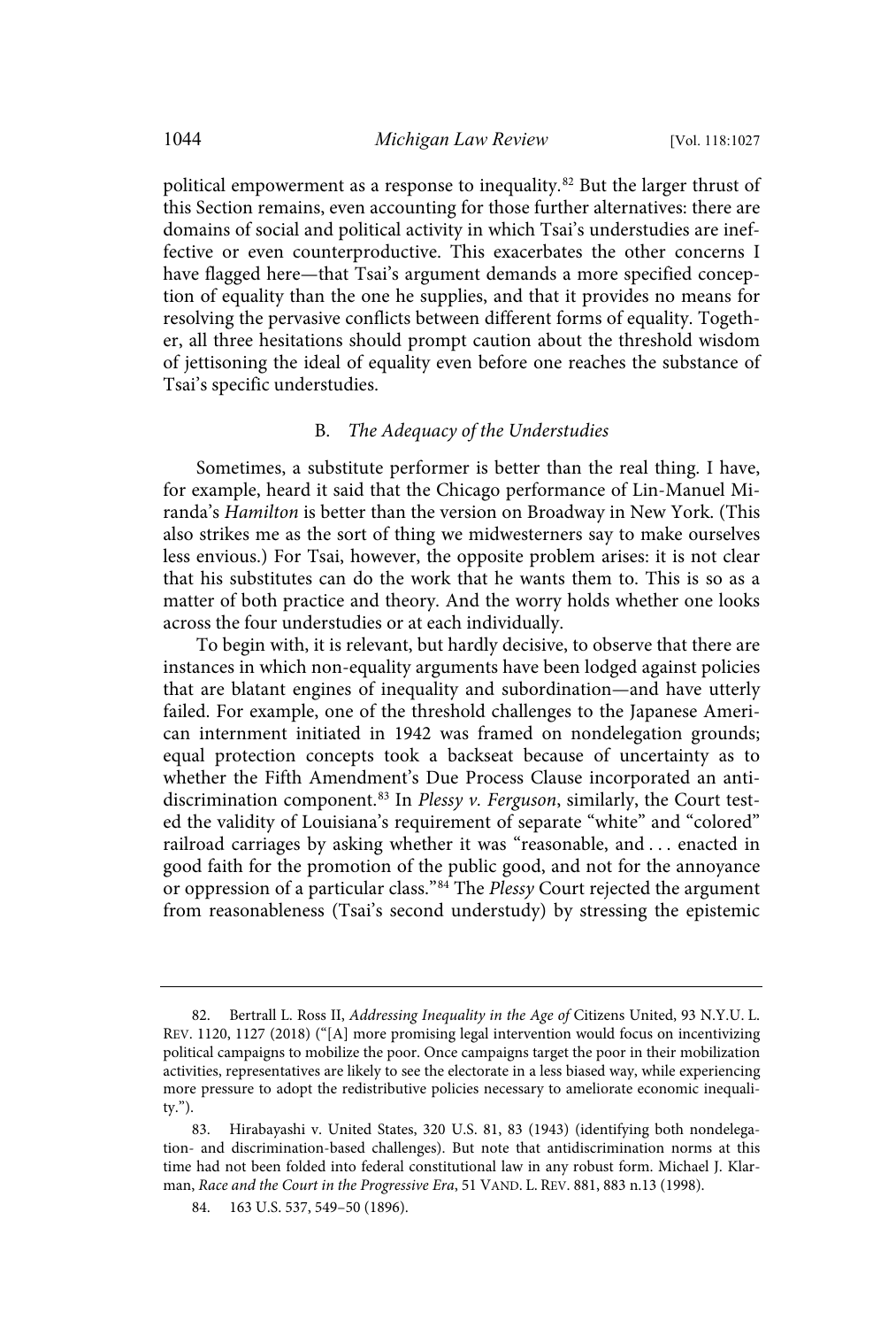political empowerment as a response to inequality.[82] But the larger thrust of this Section remains, even accounting for those further alternatives: there are domains of social and political activity in which Tsai's understudies are ineffective or even counterproductive. This exacerbates the other concerns I have flagged here—that Tsai's argument demands a more specified conception of equality than the one he supplies, and that it provides no means for resolving the pervasive conflicts between different forms of equality. Together, all three hesitations should prompt caution about the threshold wisdom of jettisoning the ideal of equality even before one reaches the substance of Tsai's specific understudies.

### B. *The Adequacy of the Understudies*

Sometimes, a substitute performer is better than the real thing. I have, for example, heard it said that the Chicago performance of Lin-Manuel Miranda's *Hamilton* is better than the version on Broadway in New York. (This also strikes me as the sort of thing we midwesterners say to make ourselves less envious.) For Tsai, however, the opposite problem arises: it is not clear that his substitutes can do the work that he wants them to. This is so as a matter of both practice and theory. And the worry holds whether one looks across the four understudies or at each individually.

To begin with, it is relevant, but hardly decisive, to observe that there are instances in which non-equality arguments have been lodged against policies that are blatant engines of inequality and subordination—and have utterly failed. For example, one of the threshold challenges to the Japanese American internment initiated in 1942 was framed on nondelegation grounds; equal protection concepts took a backseat because of uncertainty as to whether the Fifth Amendment's Due Process Clause incorporated an antidiscrimination component.[83] In *Plessy v. Ferguson*, similarly, the Court tested the validity of Louisiana's requirement of separate "white" and "colored" railroad carriages by asking whether it was "reasonable, and . . . enacted in good faith for the promotion of the public good, and not for the annoyance or oppression of a particular class."[84] The *Plessy* Court rejected the argument from reasonableness (Tsai's second understudy) by stressing the epistemic

---

82. Bertrall L. Ross II, *Addressing Inequality in the Age of* Citizens United, 93 N.Y.U. L. REV. 1120, 1127 (2018) ("[A] more promising legal intervention would focus on incentivizing political campaigns to mobilize the poor. Once campaigns target the poor in their mobilization activities, representatives are likely to see the electorate in a less biased way, while experiencing more pressure to adopt the redistributive policies necessary to ameliorate economic inequality.").

83. Hirabayashi v. United States, 320 U.S. 81, 83 (1943) (identifying both nondelegation- and discrimination-based challenges). But note that antidiscrimination norms at this time had not been folded into federal constitutional law in any robust form. Michael J. Klarman, *Race and the Court in the Progressive Era*, 51 VAND. L. REV. 881, 883 n.13 (1998).

84. 163 U.S. 537, 549–50 (1896).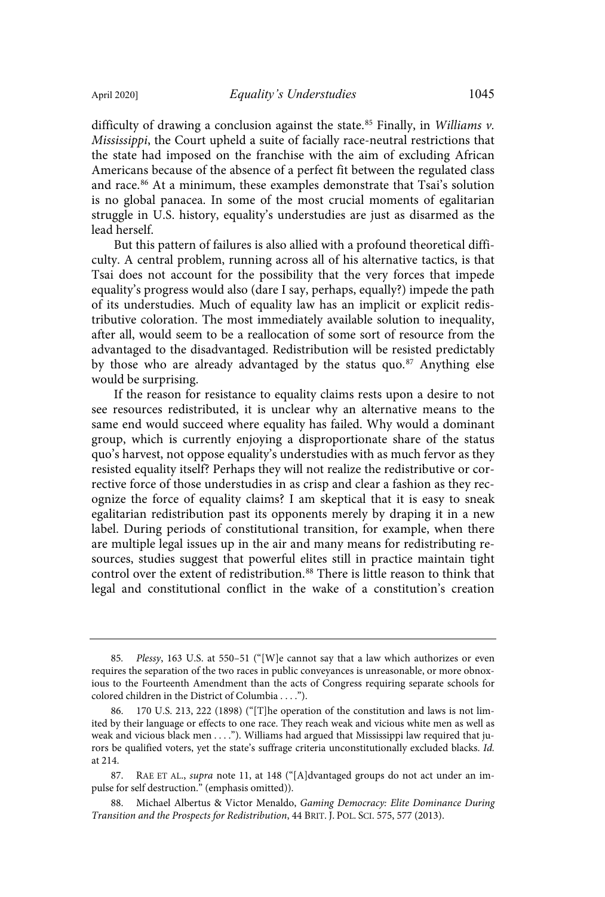difficulty of drawing a conclusion against the state.[85] Finally, in *Williams v. Mississippi*, the Court upheld a suite of facially race-neutral restrictions that the state had imposed on the franchise with the aim of excluding African Americans because of the absence of a perfect fit between the regulated class and race.[86] At a minimum, these examples demonstrate that Tsai's solution is no global panacea. In some of the most crucial moments of egalitarian struggle in U.S. history, equality's understudies are just as disarmed as the lead herself.

But this pattern of failures is also allied with a profound theoretical difficulty. A central problem, running across all of his alternative tactics, is that Tsai does not account for the possibility that the very forces that impede equality's progress would also (dare I say, perhaps, equally?) impede the path of its understudies. Much of equality law has an implicit or explicit redistributive coloration. The most immediately available solution to inequality, after all, would seem to be a reallocation of some sort of resource from the advantaged to the disadvantaged. Redistribution will be resisted predictably by those who are already advantaged by the status quo.[87] Anything else would be surprising.

If the reason for resistance to equality claims rests upon a desire to not see resources redistributed, it is unclear why an alternative means to the same end would succeed where equality has failed. Why would a dominant group, which is currently enjoying a disproportionate share of the status quo's harvest, not oppose equality's understudies with as much fervor as they resisted equality itself? Perhaps they will not realize the redistributive or corrective force of those understudies in as crisp and clear a fashion as they recognize the force of equality claims? I am skeptical that it is easy to sneak egalitarian redistribution past its opponents merely by draping it in a new label. During periods of constitutional transition, for example, when there are multiple legal issues up in the air and many means for redistributing resources, studies suggest that powerful elites still in practice maintain tight control over the extent of redistribution.[88] There is little reason to think that legal and constitutional conflict in the wake of a constitution's creation

---

85. *Plessy*, 163 U.S. at 550–51 ("[W]e cannot say that a law which authorizes or even requires the separation of the two races in public conveyances is unreasonable, or more obnoxious to the Fourteenth Amendment than the acts of Congress requiring separate schools for colored children in the District of Columbia . . . .").

86. 170 U.S. 213, 222 (1898) ("[T]he operation of the constitution and laws is not limited by their language or effects to one race. They reach weak and vicious white men as well as weak and vicious black men . . . ."). Williams had argued that Mississippi law required that jurors be qualified voters, yet the state's suffrage criteria unconstitutionally excluded blacks. *Id.* at 214.

87. RAE ET AL., *supra* note 11, at 148 ("[A]dvantaged groups do not act under an impulse for self destruction." (emphasis omitted)).

88. Michael Albertus & Victor Menaldo, *Gaming Democracy: Elite Dominance During Transition and the Prospects for Redistribution*, 44 BRIT. J. POL. SCI. 575, 577 (2013).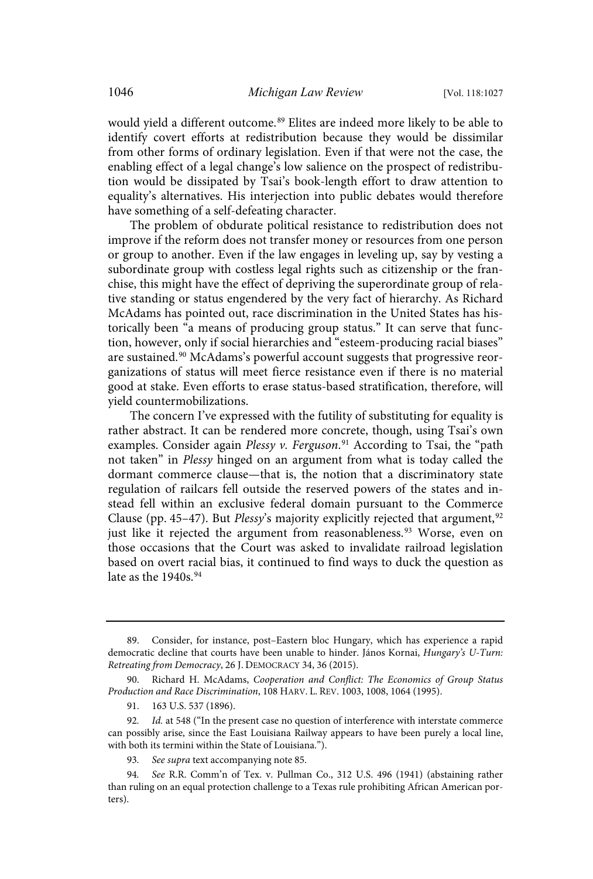would yield a different outcome.[89] Elites are indeed more likely to be able to identify covert efforts at redistribution because they would be dissimilar from other forms of ordinary legislation. Even if that were not the case, the enabling effect of a legal change's low salience on the prospect of redistribution would be dissipated by Tsai's book-length effort to draw attention to equality's alternatives. His interjection into public debates would therefore have something of a self-defeating character.

The problem of obdurate political resistance to redistribution does not improve if the reform does not transfer money or resources from one person or group to another. Even if the law engages in leveling up, say by vesting a subordinate group with costless legal rights such as citizenship or the franchise, this might have the effect of depriving the superordinate group of relative standing or status engendered by the very fact of hierarchy. As Richard McAdams has pointed out, race discrimination in the United States has historically been "a means of producing group status." It can serve that function, however, only if social hierarchies and "esteem-producing racial biases" are sustained.[90] McAdams's powerful account suggests that progressive reorganizations of status will meet fierce resistance even if there is no material good at stake. Even efforts to erase status-based stratification, therefore, will yield countermobilizations.

The concern I've expressed with the futility of substituting for equality is rather abstract. It can be rendered more concrete, though, using Tsai's own examples. Consider again *Plessy v. Ferguson*.[91] According to Tsai, the "path not taken" in *Plessy* hinged on an argument from what is today called the dormant commerce clause—that is, the notion that a discriminatory state regulation of railcars fell outside the reserved powers of the states and instead fell within an exclusive federal domain pursuant to the Commerce Clause (pp. 45–47). But *Plessy*'s majority explicitly rejected that argument,[92] just like it rejected the argument from reasonableness.[93] Worse, even on those occasions that the Court was asked to invalidate railroad legislation based on overt racial bias, it continued to find ways to duck the question as late as the 1940s.[94]

---

89. Consider, for instance, post–Eastern bloc Hungary, which has experience a rapid democratic decline that courts have been unable to hinder. János Kornai, *Hungary's U-Turn: Retreating from Democracy*, 26 J. DEMOCRACY 34, 36 (2015).

90. Richard H. McAdams, *Cooperation and Conflict: The Economics of Group Status Production and Race Discrimination*, 108 HARV. L. REV. 1003, 1008, 1064 (1995).

91. 163 U.S. 537 (1896).

92. *Id.* at 548 ("In the present case no question of interference with interstate commerce can possibly arise, since the East Louisiana Railway appears to have been purely a local line, with both its termini within the State of Louisiana.").

93. *See supra* text accompanying note 85.

94. *See* R.R. Comm'n of Tex. v. Pullman Co., 312 U.S. 496 (1941) (abstaining rather than ruling on an equal protection challenge to a Texas rule prohibiting African American porters).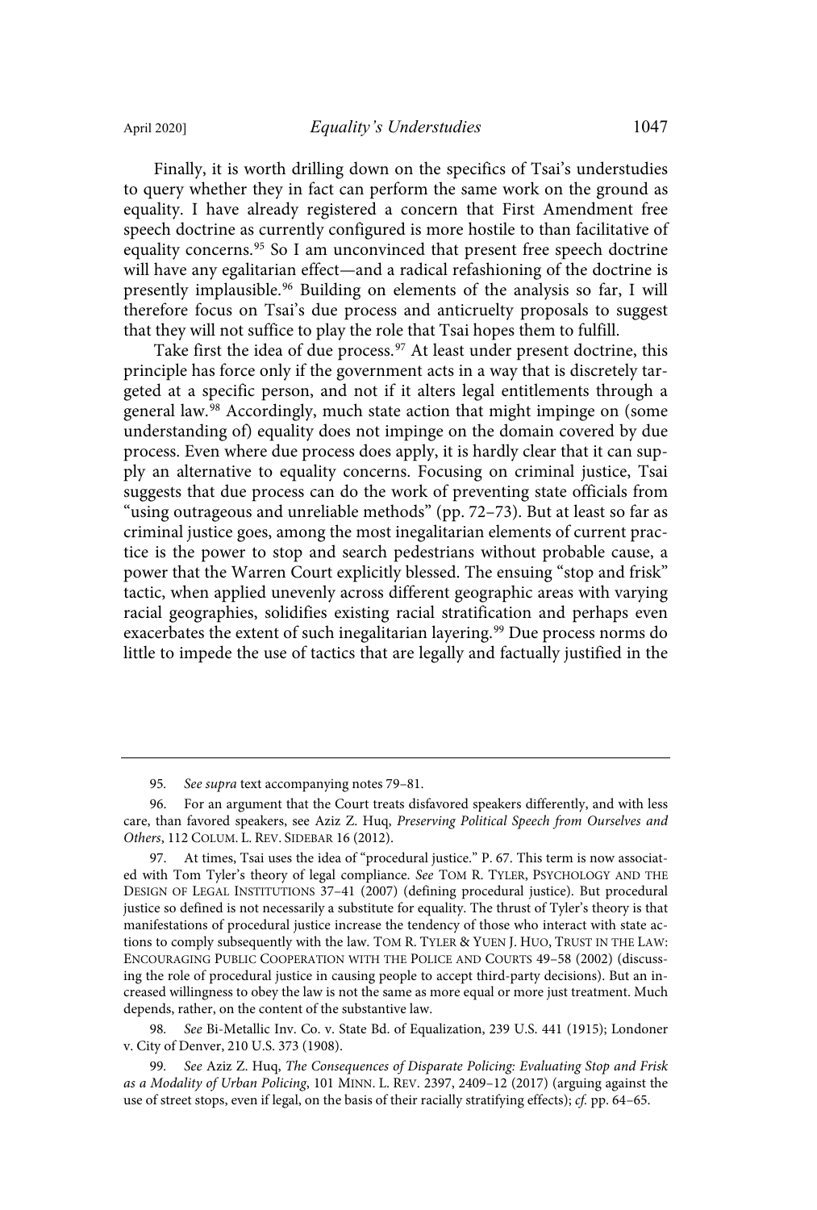Finally, it is worth drilling down on the specifics of Tsai's understudies to query whether they in fact can perform the same work on the ground as equality. I have already registered a concern that First Amendment free speech doctrine as currently configured is more hostile to than facilitative of equality concerns.[95] So I am unconvinced that present free speech doctrine will have any egalitarian effect—and a radical refashioning of the doctrine is presently implausible.[96] Building on elements of the analysis so far, I will therefore focus on Tsai's due process and anticruelty proposals to suggest that they will not suffice to play the role that Tsai hopes them to fulfill.

Take first the idea of due process.[97] At least under present doctrine, this principle has force only if the government acts in a way that is discretely targeted at a specific person, and not if it alters legal entitlements through a general law.[98] Accordingly, much state action that might impinge on (some understanding of) equality does not impinge on the domain covered by due process. Even where due process does apply, it is hardly clear that it can supply an alternative to equality concerns. Focusing on criminal justice, Tsai suggests that due process can do the work of preventing state officials from "using outrageous and unreliable methods" (pp. 72–73). But at least so far as criminal justice goes, among the most inegalitarian elements of current practice is the power to stop and search pedestrians without probable cause, a power that the Warren Court explicitly blessed. The ensuing "stop and frisk" tactic, when applied unevenly across different geographic areas with varying racial geographies, solidifies existing racial stratification and perhaps even exacerbates the extent of such inegalitarian layering.[99] Due process norms do little to impede the use of tactics that are legally and factually justified in the

---

95. *See supra* text accompanying notes 79–81.

96. For an argument that the Court treats disfavored speakers differently, and with less care, than favored speakers, see Aziz Z. Huq, *Preserving Political Speech from Ourselves and Others*, 112 COLUM. L. REV. SIDEBAR 16 (2012).

97. At times, Tsai uses the idea of "procedural justice." P. 67. This term is now associated with Tom Tyler's theory of legal compliance. *See* TOM R. TYLER, PSYCHOLOGY AND THE DESIGN OF LEGAL INSTITUTIONS 37–41 (2007) (defining procedural justice). But procedural justice so defined is not necessarily a substitute for equality. The thrust of Tyler's theory is that manifestations of procedural justice increase the tendency of those who interact with state actions to comply subsequently with the law. TOM R. TYLER & YUEN J. HUO, TRUST IN THE LAW: ENCOURAGING PUBLIC COOPERATION WITH THE POLICE AND COURTS 49–58 (2002) (discussing the role of procedural justice in causing people to accept third-party decisions). But an increased willingness to obey the law is not the same as more equal or more just treatment. Much depends, rather, on the content of the substantive law.

98. *See* Bi-Metallic Inv. Co. v. State Bd. of Equalization, 239 U.S. 441 (1915); Londoner v. City of Denver, 210 U.S. 373 (1908).

99. *See* Aziz Z. Huq, *The Consequences of Disparate Policing: Evaluating Stop and Frisk as a Modality of Urban Policing*, 101 MINN. L. REV. 2397, 2409–12 (2017) (arguing against the use of street stops, even if legal, on the basis of their racially stratifying effects); *cf.* pp. 64–65.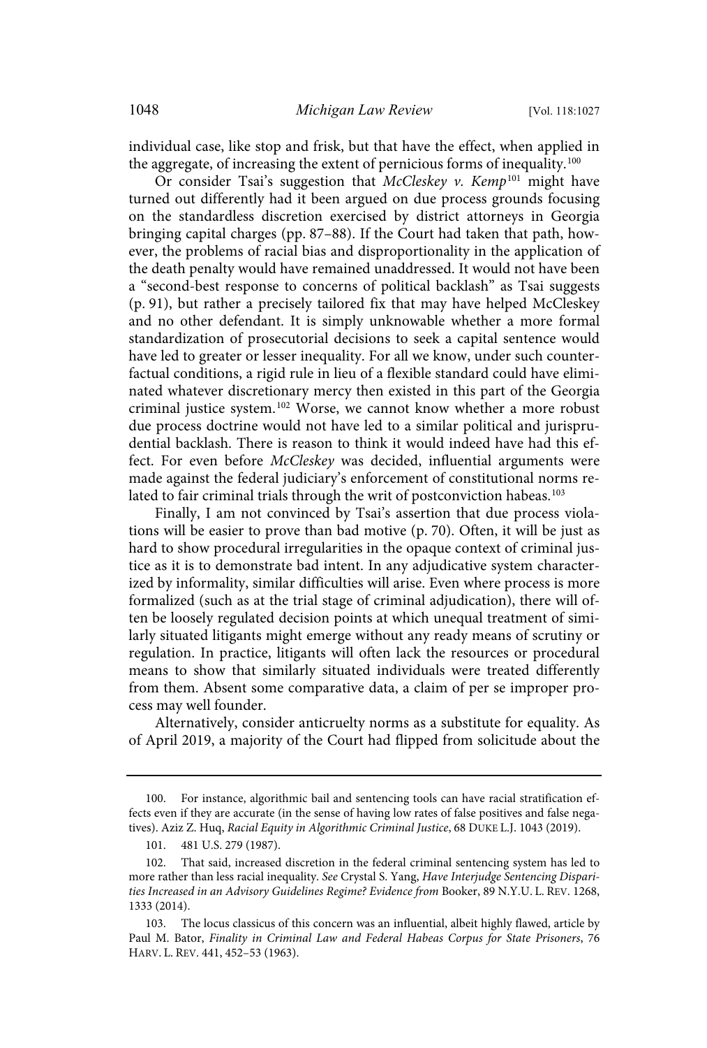individual case, like stop and frisk, but that have the effect, when applied in the aggregate, of increasing the extent of pernicious forms of inequality.[100]

Or consider Tsai's suggestion that *McCleskey v. Kemp*[101] might have turned out differently had it been argued on due process grounds focusing on the standardless discretion exercised by district attorneys in Georgia bringing capital charges (pp. 87–88). If the Court had taken that path, however, the problems of racial bias and disproportionality in the application of the death penalty would have remained unaddressed. It would not have been a "second-best response to concerns of political backlash" as Tsai suggests (p. 91), but rather a precisely tailored fix that may have helped McCleskey and no other defendant. It is simply unknowable whether a more formal standardization of prosecutorial decisions to seek a capital sentence would have led to greater or lesser inequality. For all we know, under such counterfactual conditions, a rigid rule in lieu of a flexible standard could have eliminated whatever discretionary mercy then existed in this part of the Georgia criminal justice system.[102] Worse, we cannot know whether a more robust due process doctrine would not have led to a similar political and jurisprudential backlash. There is reason to think it would indeed have had this effect. For even before *McCleskey* was decided, influential arguments were made against the federal judiciary's enforcement of constitutional norms related to fair criminal trials through the writ of postconviction habeas.[103]

Finally, I am not convinced by Tsai's assertion that due process violations will be easier to prove than bad motive (p. 70). Often, it will be just as hard to show procedural irregularities in the opaque context of criminal justice as it is to demonstrate bad intent. In any adjudicative system characterized by informality, similar difficulties will arise. Even where process is more formalized (such as at the trial stage of criminal adjudication), there will often be loosely regulated decision points at which unequal treatment of similarly situated litigants might emerge without any ready means of scrutiny or regulation. In practice, litigants will often lack the resources or procedural means to show that similarly situated individuals were treated differently from them. Absent some comparative data, a claim of per se improper process may well founder.

Alternatively, consider anticruelty norms as a substitute for equality. As of April 2019, a majority of the Court had flipped from solicitude about the

---

100. For instance, algorithmic bail and sentencing tools can have racial stratification effects even if they are accurate (in the sense of having low rates of false positives and false negatives). Aziz Z. Huq, *Racial Equity in Algorithmic Criminal Justice*, 68 DUKE L.J. 1043 (2019).

101. 481 U.S. 279 (1987).

102. That said, increased discretion in the federal criminal sentencing system has led to more rather than less racial inequality. *See* Crystal S. Yang, *Have Interjudge Sentencing Disparities Increased in an Advisory Guidelines Regime? Evidence from* Booker, 89 N.Y.U. L. REV. 1268, 1333 (2014).

103. The locus classicus of this concern was an influential, albeit highly flawed, article by Paul M. Bator, *Finality in Criminal Law and Federal Habeas Corpus for State Prisoners*, 76 HARV. L. REV. 441, 452–53 (1963).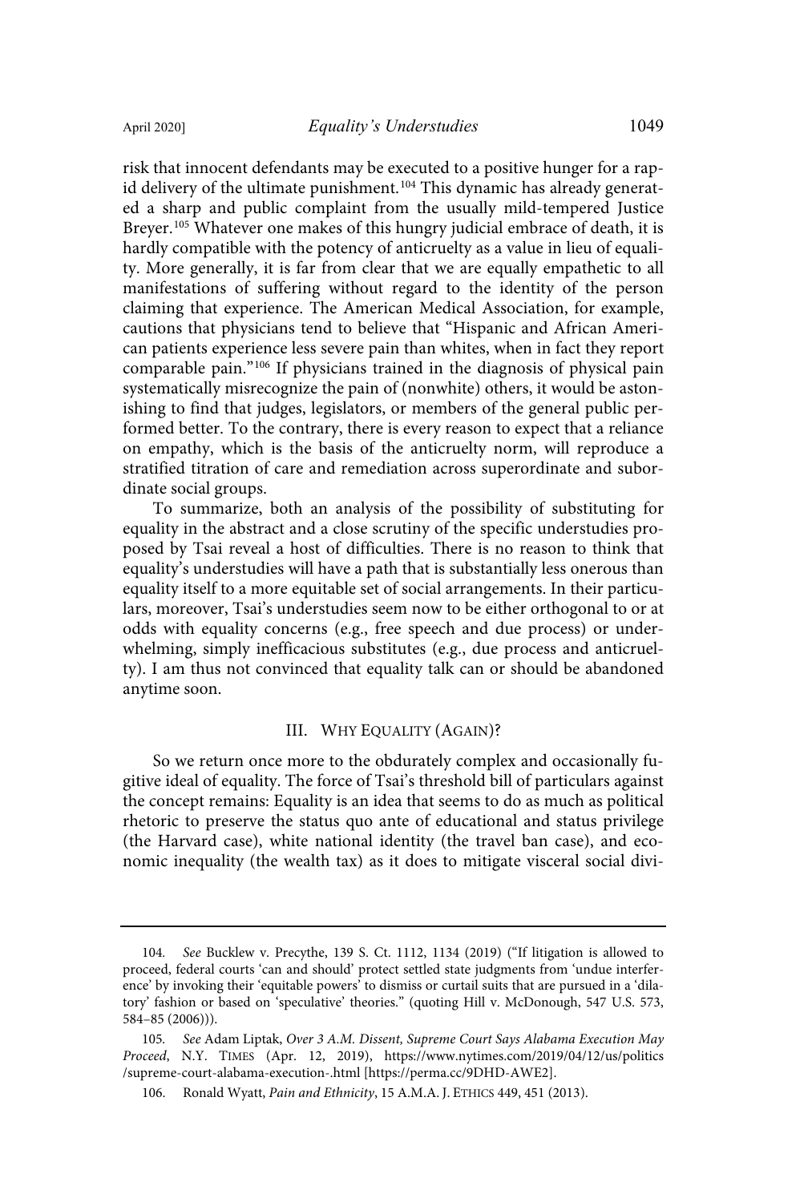risk that innocent defendants may be executed to a positive hunger for a rapid delivery of the ultimate punishment.[104] This dynamic has already generated a sharp and public complaint from the usually mild-tempered Justice Breyer.[105] Whatever one makes of this hungry judicial embrace of death, it is hardly compatible with the potency of anticruelty as a value in lieu of equality. More generally, it is far from clear that we are equally empathetic to all manifestations of suffering without regard to the identity of the person claiming that experience. The American Medical Association, for example, cautions that physicians tend to believe that "Hispanic and African American patients experience less severe pain than whites, when in fact they report comparable pain."[106] If physicians trained in the diagnosis of physical pain systematically misrecognize the pain of (nonwhite) others, it would be astonishing to find that judges, legislators, or members of the general public performed better. To the contrary, there is every reason to expect that a reliance on empathy, which is the basis of the anticruelty norm, will reproduce a stratified titration of care and remediation across superordinate and subordinate social groups.

To summarize, both an analysis of the possibility of substituting for equality in the abstract and a close scrutiny of the specific understudies proposed by Tsai reveal a host of difficulties. There is no reason to think that equality's understudies will have a path that is substantially less onerous than equality itself to a more equitable set of social arrangements. In their particulars, moreover, Tsai's understudies seem now to be either orthogonal to or at odds with equality concerns (e.g., free speech and due process) or underwhelming, simply inefficacious substitutes (e.g., due process and anticruelty). I am thus not convinced that equality talk can or should be abandoned anytime soon.

## III. Why Equality (Again)?

So we return once more to the obdurately complex and occasionally fugitive ideal of equality. The force of Tsai's threshold bill of particulars against the concept remains: Equality is an idea that seems to do as much as political rhetoric to preserve the status quo ante of educational and status privilege (the Harvard case), white national identity (the travel ban case), and economic inequality (the wealth tax) as it does to mitigate visceral social divi-

---

104. *See* Bucklew v. Precythe, 139 S. Ct. 1112, 1134 (2019) ("If litigation is allowed to proceed, federal courts 'can and should' protect settled state judgments from 'undue interference' by invoking their 'equitable powers' to dismiss or curtail suits that are pursued in a 'dilatory' fashion or based on 'speculative' theories." (quoting Hill v. McDonough, 547 U.S. 573, 584–85 (2006))).

105. *See* Adam Liptak, *Over 3 A.M. Dissent, Supreme Court Says Alabama Execution May Proceed*, N.Y. Times (Apr. 12, 2019), https://www.nytimes.com/2019/04/12/us/politics/supreme-court-alabama-execution-.html [https://perma.cc/9DHD-AWE2].

106. Ronald Wyatt, *Pain and Ethnicity*, 15 A.M.A. J. Ethics 449, 451 (2013).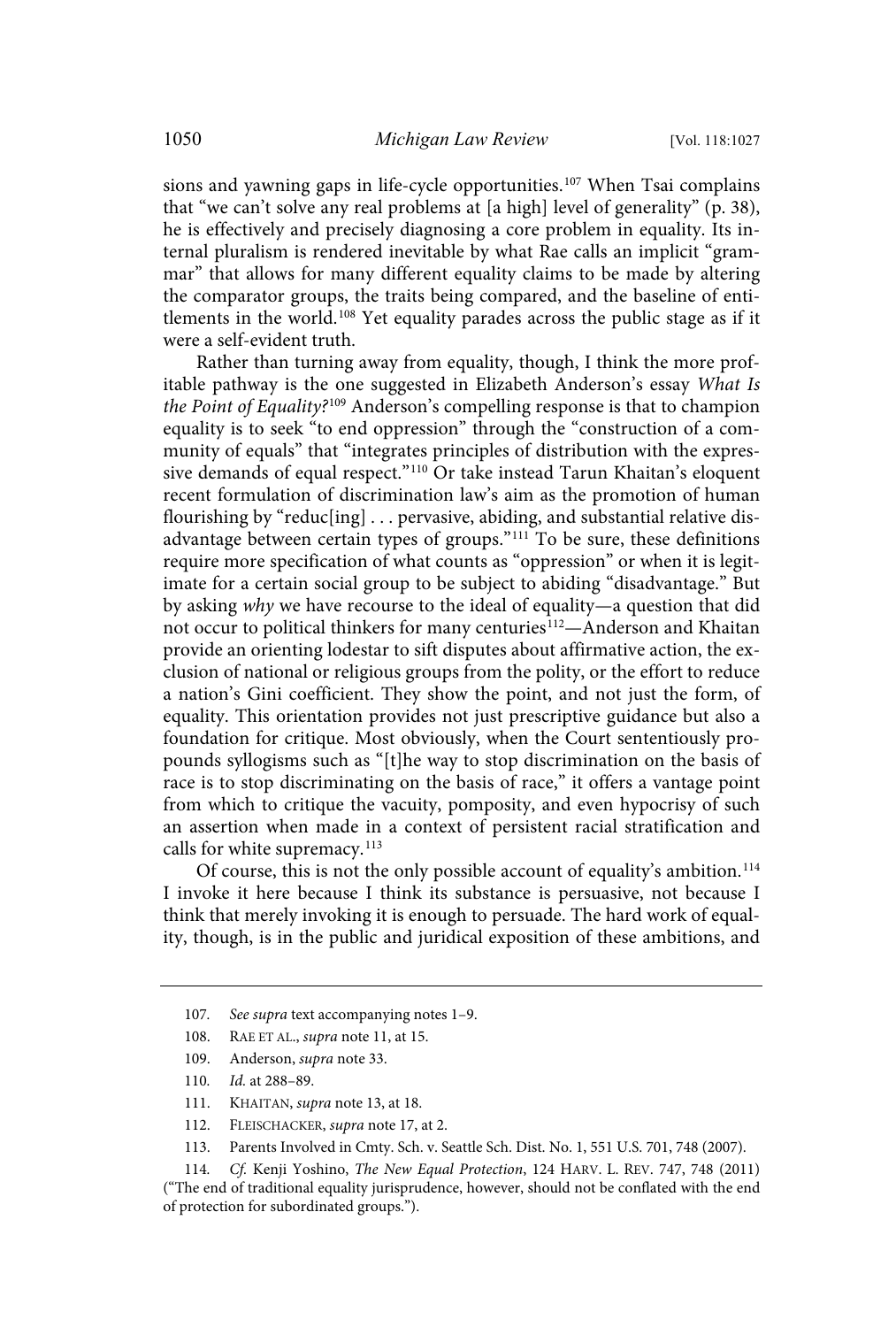sions and yawning gaps in life-cycle opportunities.[107] When Tsai complains that "we can't solve any real problems at [a high] level of generality" (p. 38), he is effectively and precisely diagnosing a core problem in equality. Its internal pluralism is rendered inevitable by what Rae calls an implicit "grammar" that allows for many different equality claims to be made by altering the comparator groups, the traits being compared, and the baseline of entitlements in the world.[108] Yet equality parades across the public stage as if it were a self-evident truth.

Rather than turning away from equality, though, I think the more profitable pathway is the one suggested in Elizabeth Anderson's essay *What Is the Point of Equality?*[109] Anderson's compelling response is that to champion equality is to seek "to end oppression" through the "construction of a community of equals" that "integrates principles of distribution with the expressive demands of equal respect."[110] Or take instead Tarun Khaitan's eloquent recent formulation of discrimination law's aim as the promotion of human flourishing by "reduc[ing] . . . pervasive, abiding, and substantial relative disadvantage between certain types of groups."[111] To be sure, these definitions require more specification of what counts as "oppression" or when it is legitimate for a certain social group to be subject to abiding "disadvantage." But by asking *why* we have recourse to the ideal of equality—a question that did not occur to political thinkers for many centuries[112]—Anderson and Khaitan provide an orienting lodestar to sift disputes about affirmative action, the exclusion of national or religious groups from the polity, or the effort to reduce a nation's Gini coefficient. They show the point, and not just the form, of equality. This orientation provides not just prescriptive guidance but also a foundation for critique. Most obviously, when the Court sententiously propounds syllogisms such as "[t]he way to stop discrimination on the basis of race is to stop discriminating on the basis of race," it offers a vantage point from which to critique the vacuity, pomposity, and even hypocrisy of such an assertion when made in a context of persistent racial stratification and calls for white supremacy.[113]

Of course, this is not the only possible account of equality's ambition.[114] I invoke it here because I think its substance is persuasive, not because I think that merely invoking it is enough to persuade. The hard work of equality, though, is in the public and juridical exposition of these ambitions, and

---

107. *See supra* text accompanying notes 1–9.

108. RAE ET AL., *supra* note 11, at 15.

109. Anderson, *supra* note 33.

110. *Id.* at 288–89.

111. KHAITAN, *supra* note 13, at 18.

112. FLEISCHACKER, *supra* note 17, at 2.

113. Parents Involved in Cmty. Sch. v. Seattle Sch. Dist. No. 1, 551 U.S. 701, 748 (2007).

114. *Cf.* Kenji Yoshino, *The New Equal Protection*, 124 HARV. L. REV. 747, 748 (2011) ("The end of traditional equality jurisprudence, however, should not be conflated with the end of protection for subordinated groups.").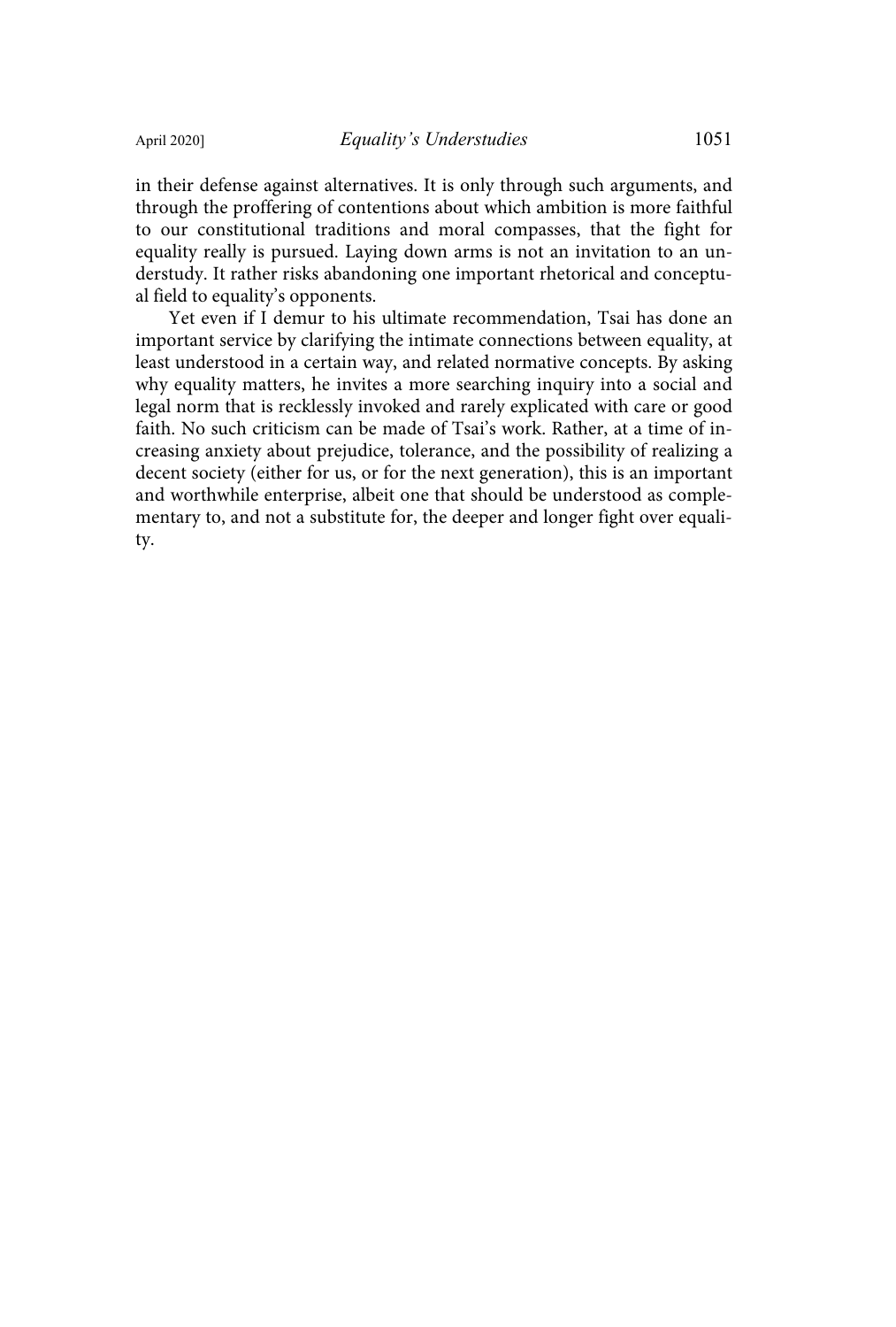in their defense against alternatives. It is only through such arguments, and through the proffering of contentions about which ambition is more faithful to our constitutional traditions and moral compasses, that the fight for equality really is pursued. Laying down arms is not an invitation to an understudy. It rather risks abandoning one important rhetorical and conceptual field to equality's opponents.

Yet even if I demur to his ultimate recommendation, Tsai has done an important service by clarifying the intimate connections between equality, at least understood in a certain way, and related normative concepts. By asking why equality matters, he invites a more searching inquiry into a social and legal norm that is recklessly invoked and rarely explicated with care or good faith. No such criticism can be made of Tsai's work. Rather, at a time of increasing anxiety about prejudice, tolerance, and the possibility of realizing a decent society (either for us, or for the next generation), this is an important and worthwhile enterprise, albeit one that should be understood as complementary to, and not a substitute for, the deeper and longer fight over equality.